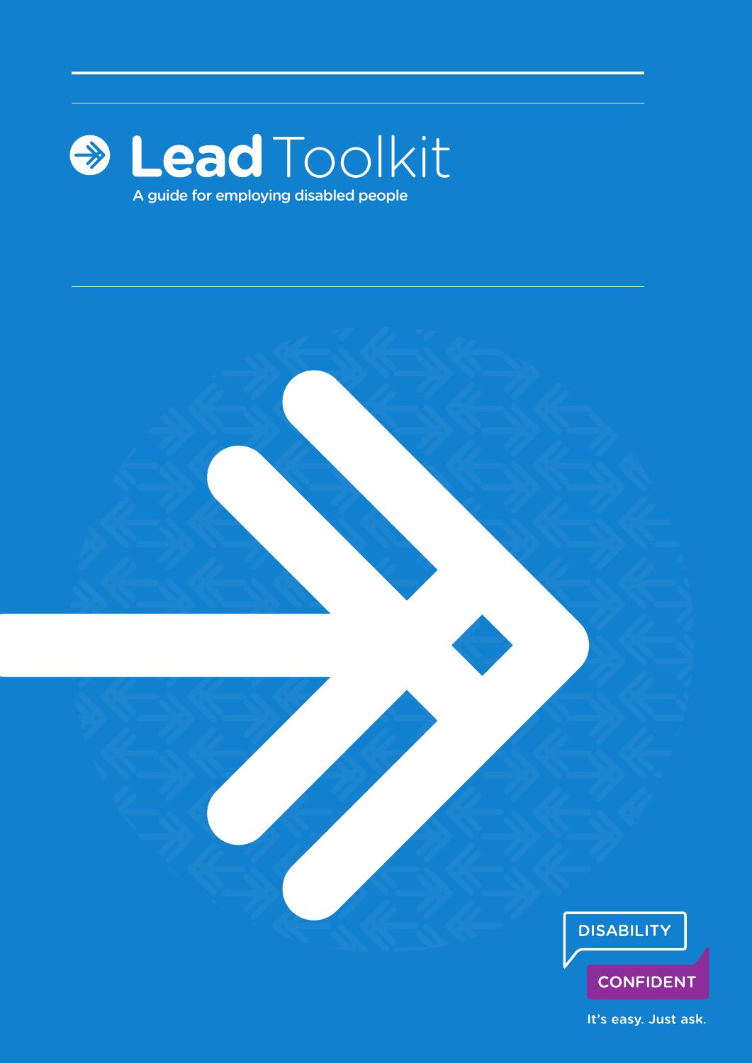# Lead Toolkit

A guide for employing disabled people

DISABILITY CONFIDENT

It's easy. Just ask.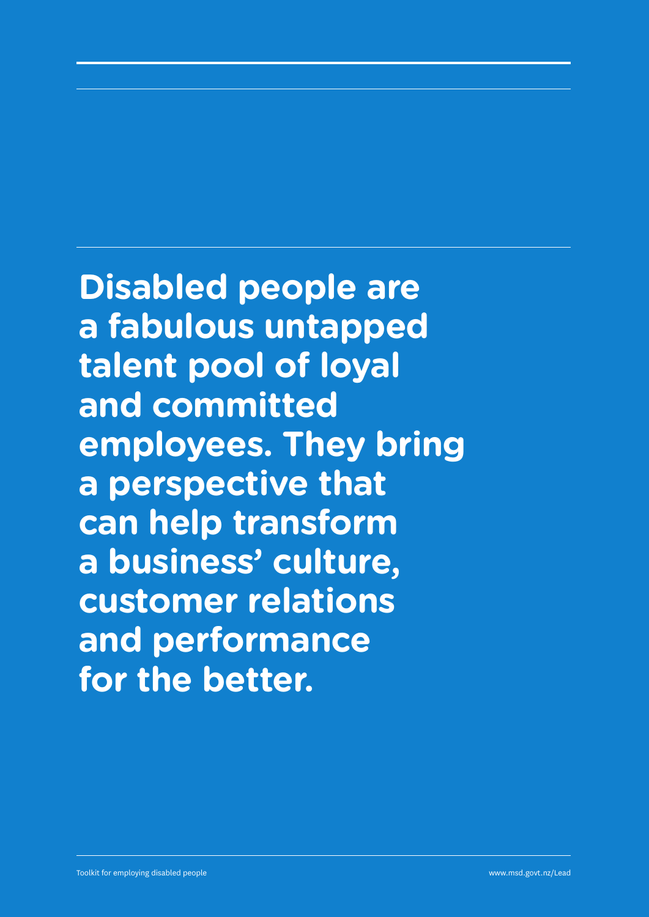**Disabled people are a fabulous untapped talent pool of loyal and committed employees. They bring a perspective that can help transform a business' culture, customer relations and performance for the better.**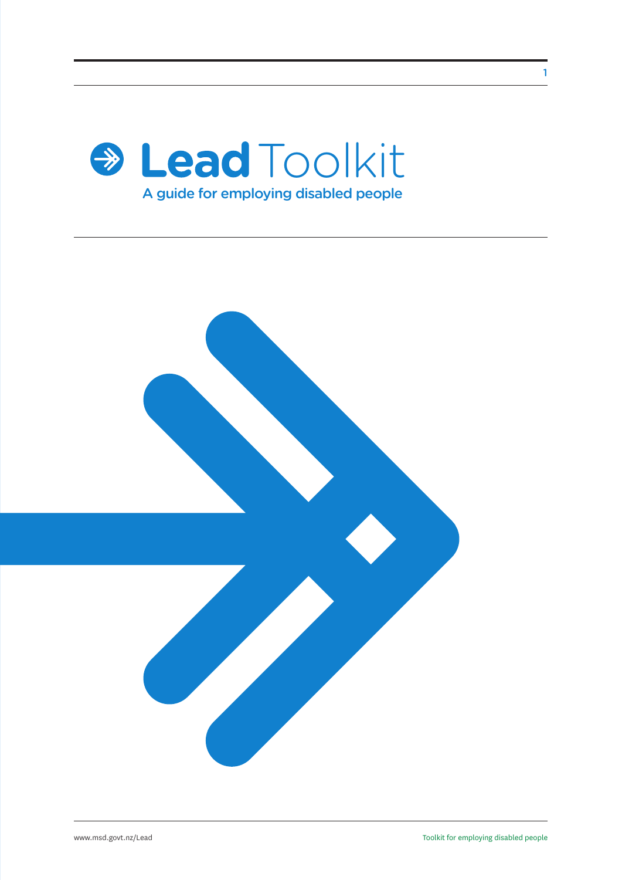# Lead Toolkit

A guide for employing disabled people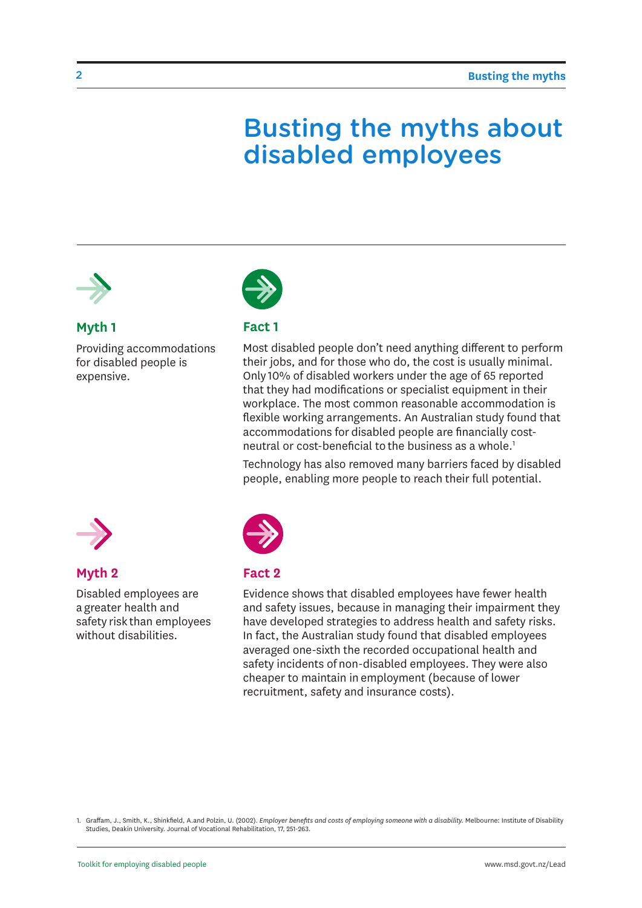# Busting the myths about disabled employees

### Myth 1

Providing accommodations for disabled people is expensive.

### Fact 1

Most disabled people don't need anything different to perform their jobs, and for those who do, the cost is usually minimal. Only 10% of disabled workers under the age of 65 reported that they had modifications or specialist equipment in their workplace. The most common reasonable accommodation is flexible working arrangements. An Australian study found that accommodations for disabled people are financially cost-neutral or cost-beneficial to the business as a whole.[1]

Technology has also removed many barriers faced by disabled people, enabling more people to reach their full potential.

### Myth 2

Disabled employees are a greater health and safety risk than employees without disabilities.

### Fact 2

Evidence shows that disabled employees have fewer health and safety issues, because in managing their impairment they have developed strategies to address health and safety risks. In fact, the Australian study found that disabled employees averaged one-sixth the recorded occupational health and safety incidents of non-disabled employees. They were also cheaper to maintain in employment (because of lower recruitment, safety and insurance costs).

1. Graffam, J., Smith, K., Shinkfield, A.and Polzin, U. (2002). *Employer benefits and costs of employing someone with a disability.* Melbourne: Institute of Disability Studies, Deakin University. Journal of Vocational Rehabilitation, 17, 251-263.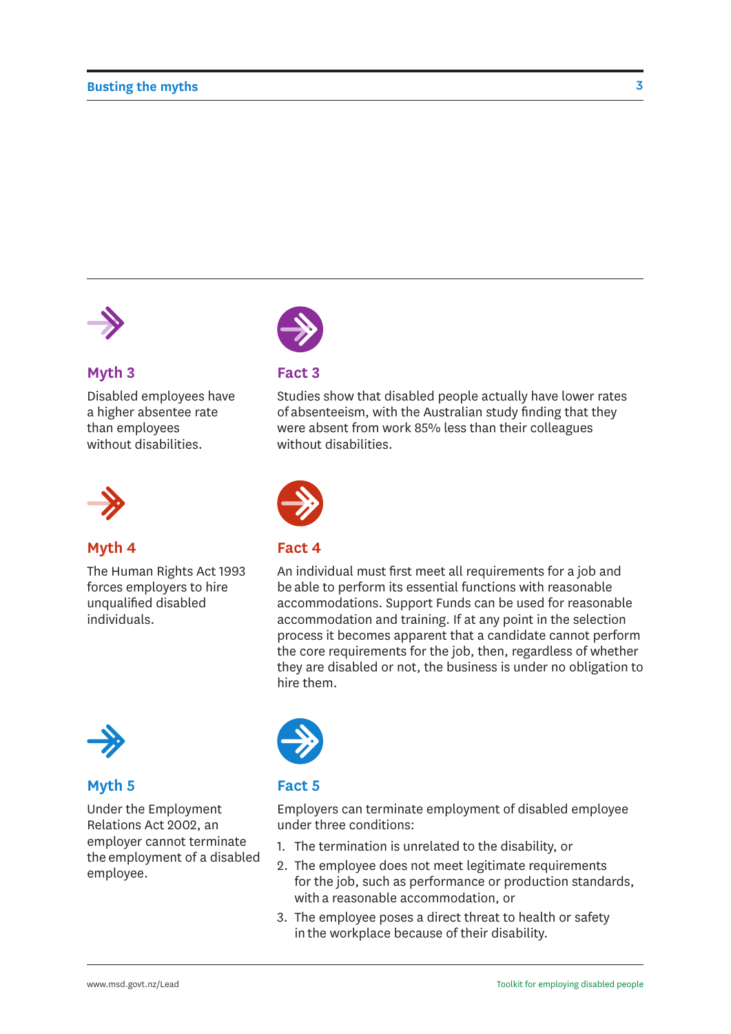### Myth 3

Disabled employees have a higher absentee rate than employees without disabilities.

### Fact 3

Studies show that disabled people actually have lower rates of absenteeism, with the Australian study finding that they were absent from work 85% less than their colleagues without disabilities.

### Myth 4

The Human Rights Act 1993 forces employers to hire unqualified disabled individuals.

### Fact 4

An individual must first meet all requirements for a job and be able to perform its essential functions with reasonable accommodations. Support Funds can be used for reasonable accommodation and training. If at any point in the selection process it becomes apparent that a candidate cannot perform the core requirements for the job, then, regardless of whether they are disabled or not, the business is under no obligation to hire them.

### Myth 5

Under the Employment Relations Act 2002, an employer cannot terminate the employment of a disabled employee.

### Fact 5

Employers can terminate employment of disabled employee under three conditions:

1. The termination is unrelated to the disability, or
2. The employee does not meet legitimate requirements for the job, such as performance or production standards, with a reasonable accommodation, or
3. The employee poses a direct threat to health or safety in the workplace because of their disability.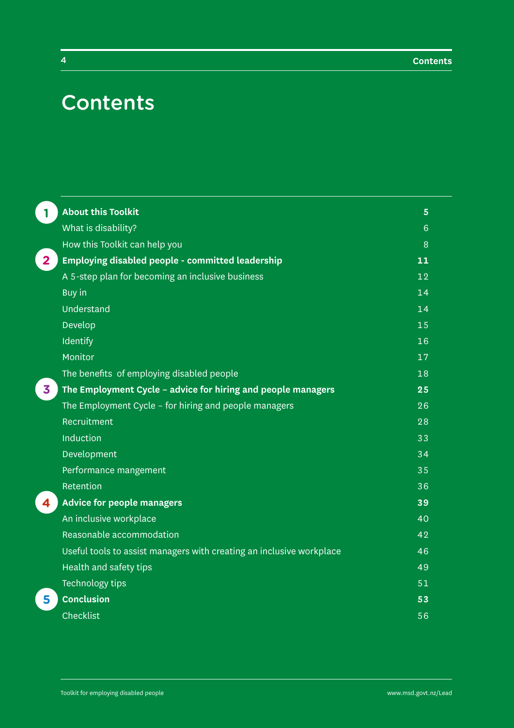# Contents

| | | |
|---|---|---|
| **1** | **About this Toolkit** | **5** |
| | What is disability? | 6 |
| | How this Toolkit can help you | 8 |
| **2** | **Employing disabled people - committed leadership** | **11** |
| | A 5-step plan for becoming an inclusive business | 12 |
| | Buy in | 14 |
| | Understand | 14 |
| | Develop | 15 |
| | Identify | 16 |
| | Monitor | 17 |
| | The benefits of employing disabled people | 18 |
| **3** | **The Employment Cycle – advice for hiring and people managers** | **25** |
| | The Employment Cycle – for hiring and people managers | 26 |
| | Recruitment | 28 |
| | Induction | 33 |
| | Development | 34 |
| | Performance mangement | 35 |
| | Retention | 36 |
| **4** | **Advice for people managers** | **39** |
| | An inclusive workplace | 40 |
| | Reasonable accommodation | 42 |
| | Useful tools to assist managers with creating an inclusive workplace | 46 |
| | Health and safety tips | 49 |
| | Technology tips | 51 |
| **5** | **Conclusion** | **53** |
| | Checklist | 56 |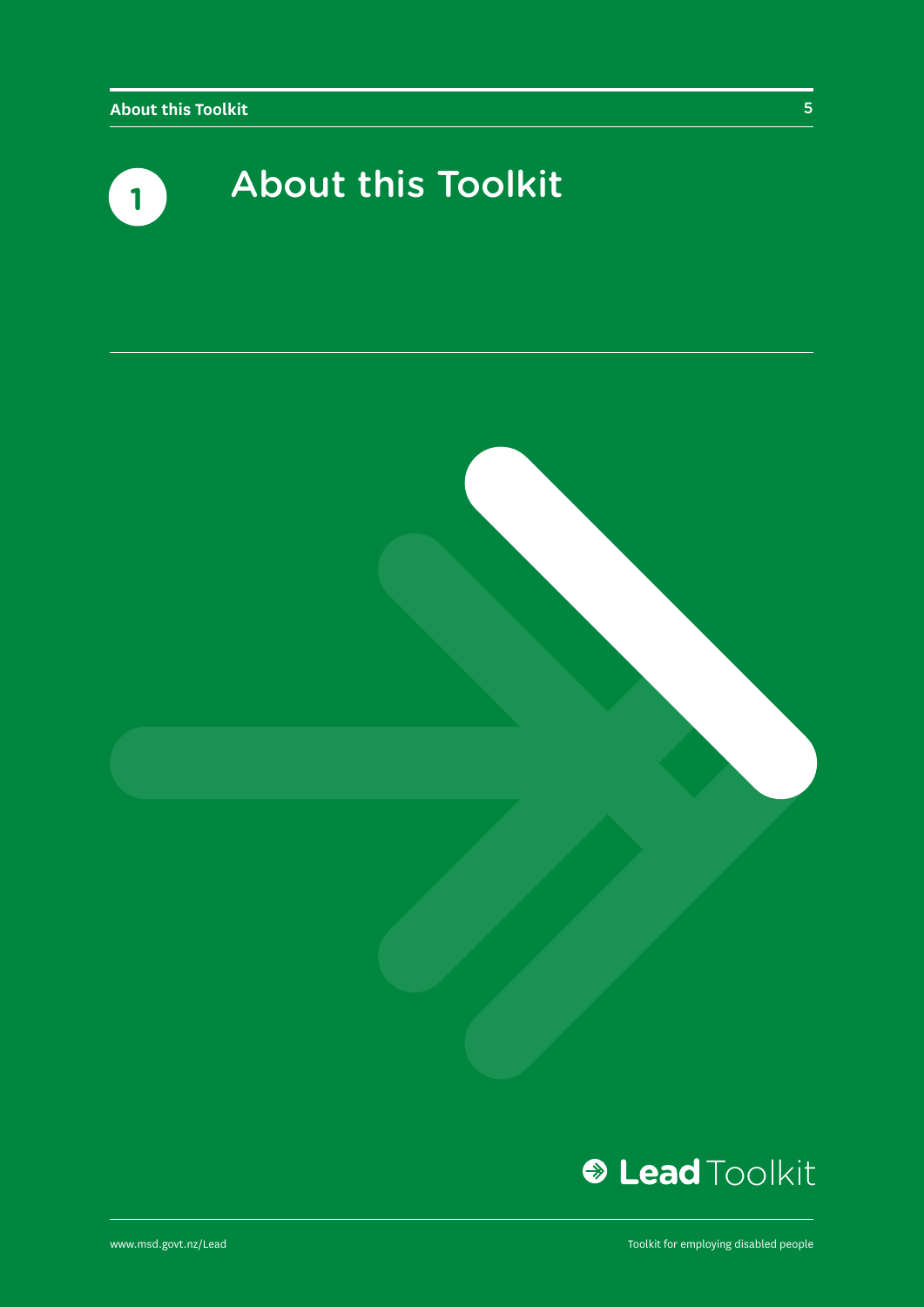# 1 About this Toolkit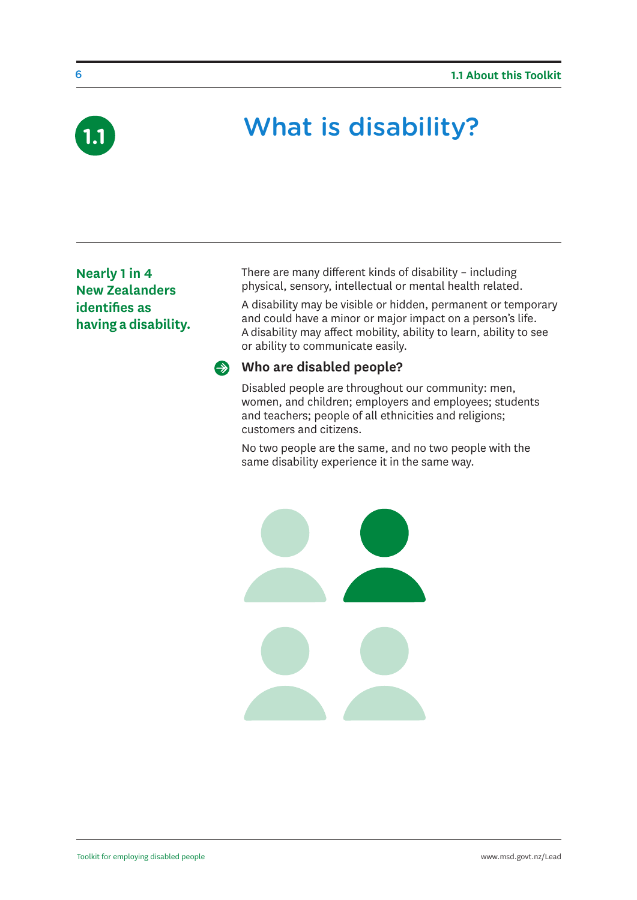# 1.1 What is disability?

**Nearly 1 in 4 New Zealanders identifies as having a disability.**

There are many different kinds of disability – including physical, sensory, intellectual or mental health related.

A disability may be visible or hidden, permanent or temporary and could have a minor or major impact on a person's life. A disability may affect mobility, ability to learn, ability to see or ability to communicate easily.

## Who are disabled people?

Disabled people are throughout our community: men, women, and children; employers and employees; students and teachers; people of all ethnicities and religions; customers and citizens.

No two people are the same, and no two people with the same disability experience it in the same way.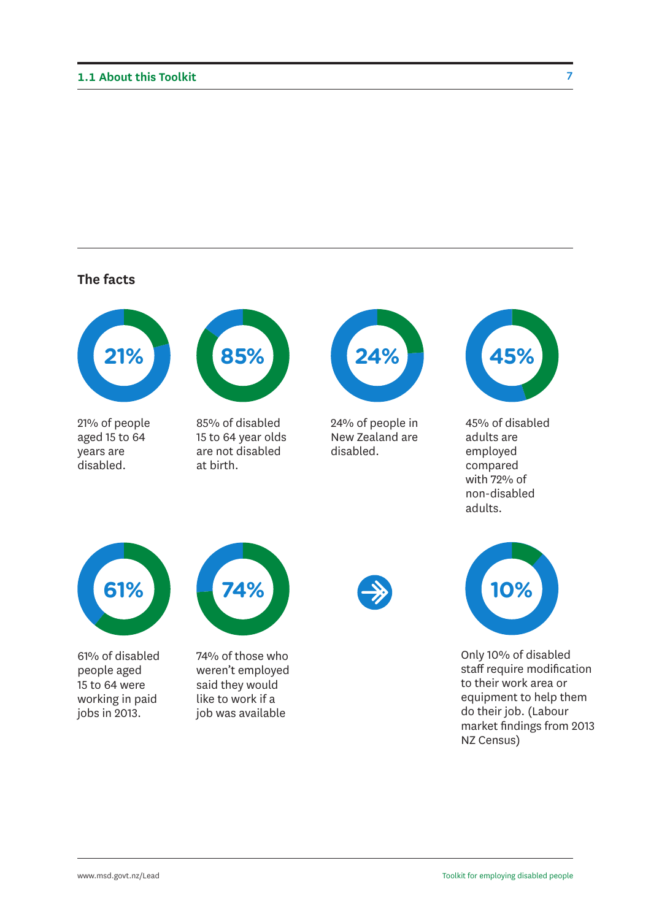## The facts

**21%**

21% of people aged 15 to 64 years are disabled.

**85%**

85% of disabled 15 to 64 year olds are not disabled at birth.

**24%**

24% of people in New Zealand are disabled.

**45%**

45% of disabled adults are employed compared with 72% of non-disabled adults.

**61%**

61% of disabled people aged 15 to 64 were working in paid jobs in 2013.

**74%**

74% of those who weren't employed said they would like to work if a job was available

**10%**

Only 10% of disabled staff require modification to their work area or equipment to help them do their job. (Labour market findings from 2013 NZ Census)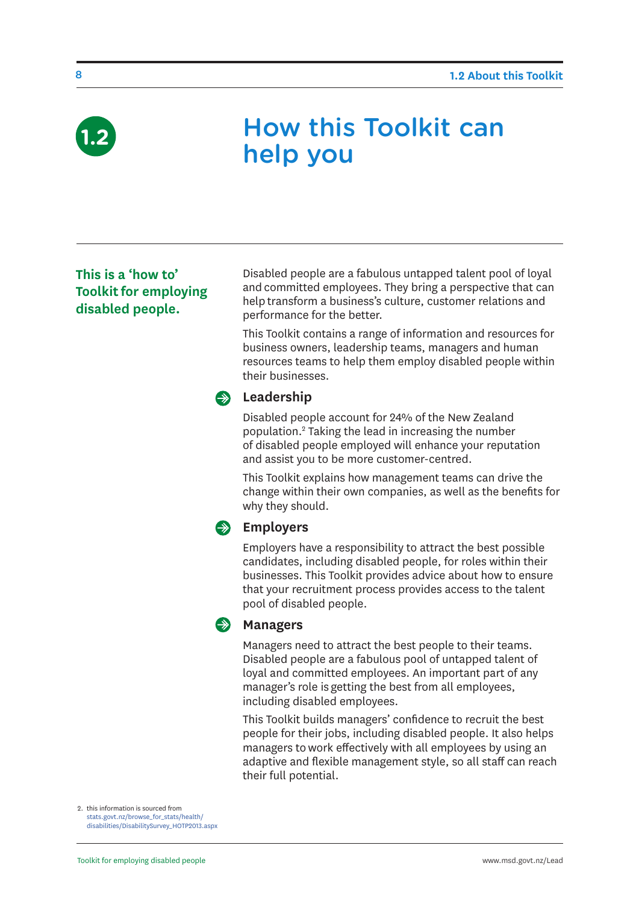# 1.2 How this Toolkit can help you

**This is a 'how to' Toolkit for employing disabled people.**

Disabled people are a fabulous untapped talent pool of loyal and committed employees. They bring a perspective that can help transform a business's culture, customer relations and performance for the better.

This Toolkit contains a range of information and resources for business owners, leadership teams, managers and human resources teams to help them employ disabled people within their businesses.

## Leadership

Disabled people account for 24% of the New Zealand population.[2] Taking the lead in increasing the number of disabled people employed will enhance your reputation and assist you to be more customer-centred.

This Toolkit explains how management teams can drive the change within their own companies, as well as the benefits for why they should.

## Employers

Employers have a responsibility to attract the best possible candidates, including disabled people, for roles within their businesses. This Toolkit provides advice about how to ensure that your recruitment process provides access to the talent pool of disabled people.

## Managers

Managers need to attract the best people to their teams. Disabled people are a fabulous pool of untapped talent of loyal and committed employees. An important part of any manager's role is getting the best from all employees, including disabled employees.

This Toolkit builds managers' confidence to recruit the best people for their jobs, including disabled people. It also helps managers to work effectively with all employees by using an adaptive and flexible management style, so all staff can reach their full potential.

2. this information is sourced from stats.govt.nz/browse_for_stats/health/disabilities/DisabilitySurvey_HOTP2013.aspx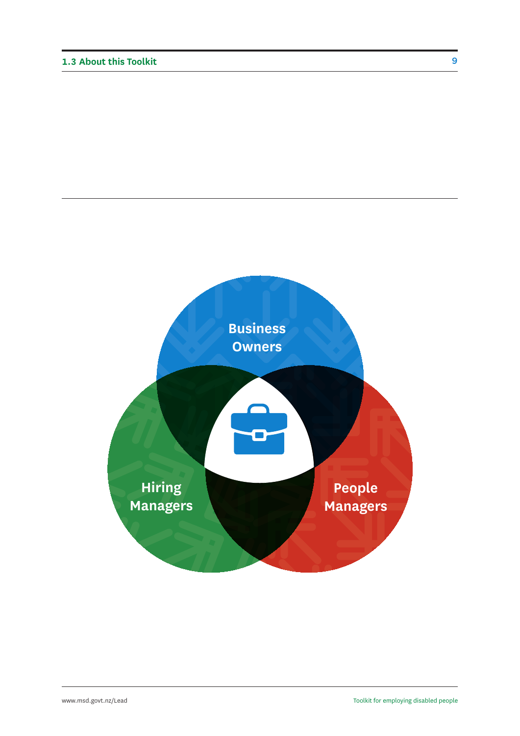Business Owners

Hiring Managers

People Managers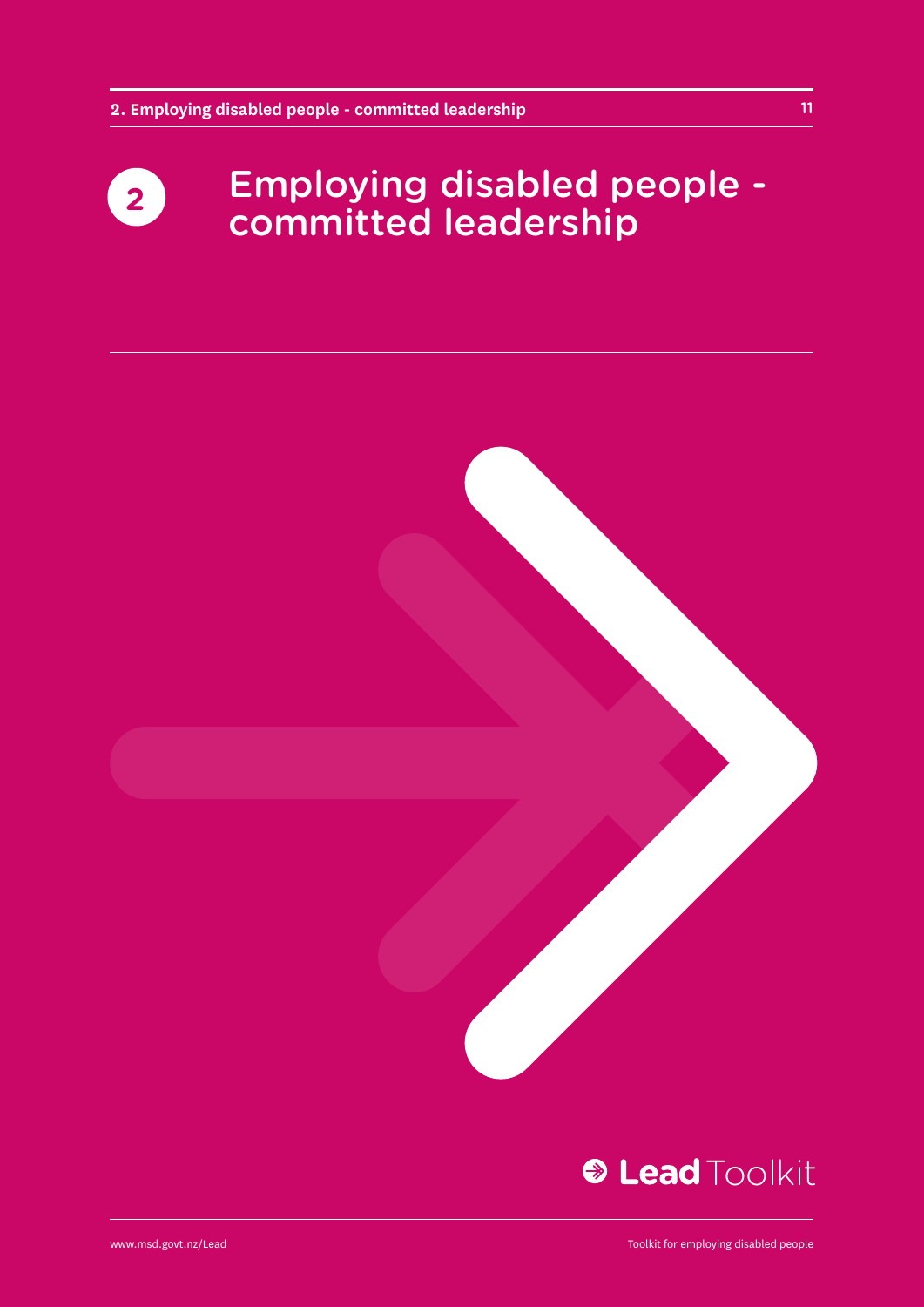# 2 Employing disabled people - committed leadership

Lead Toolkit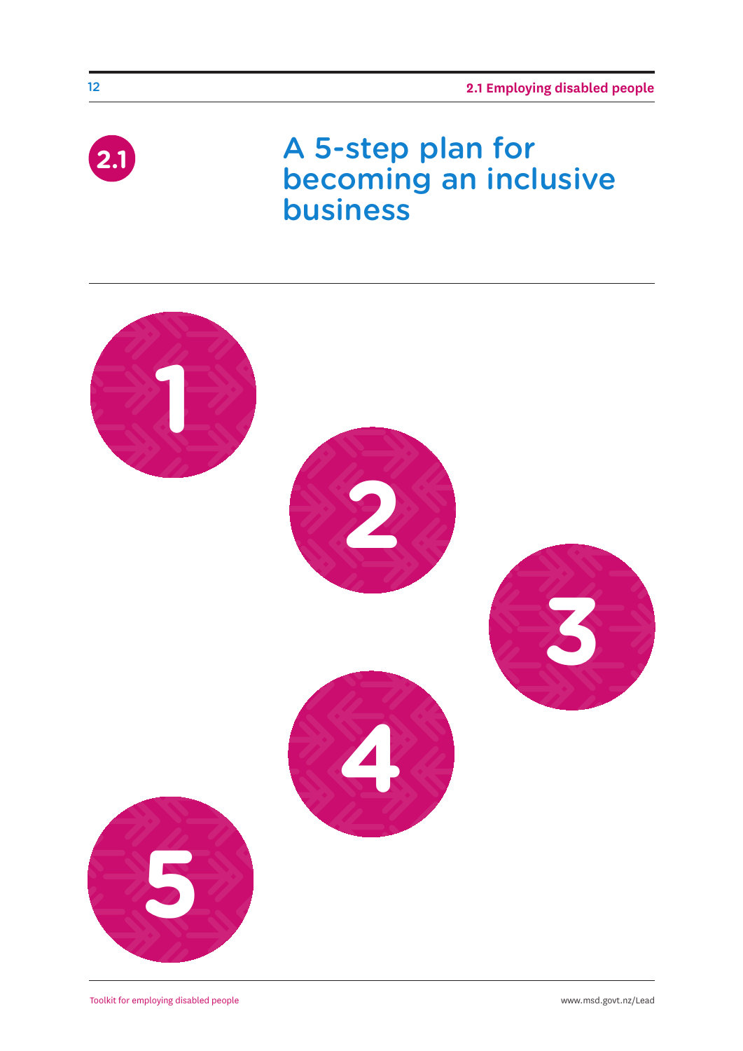2.1

# A 5-step plan for becoming an inclusive business

1

2

3

4

5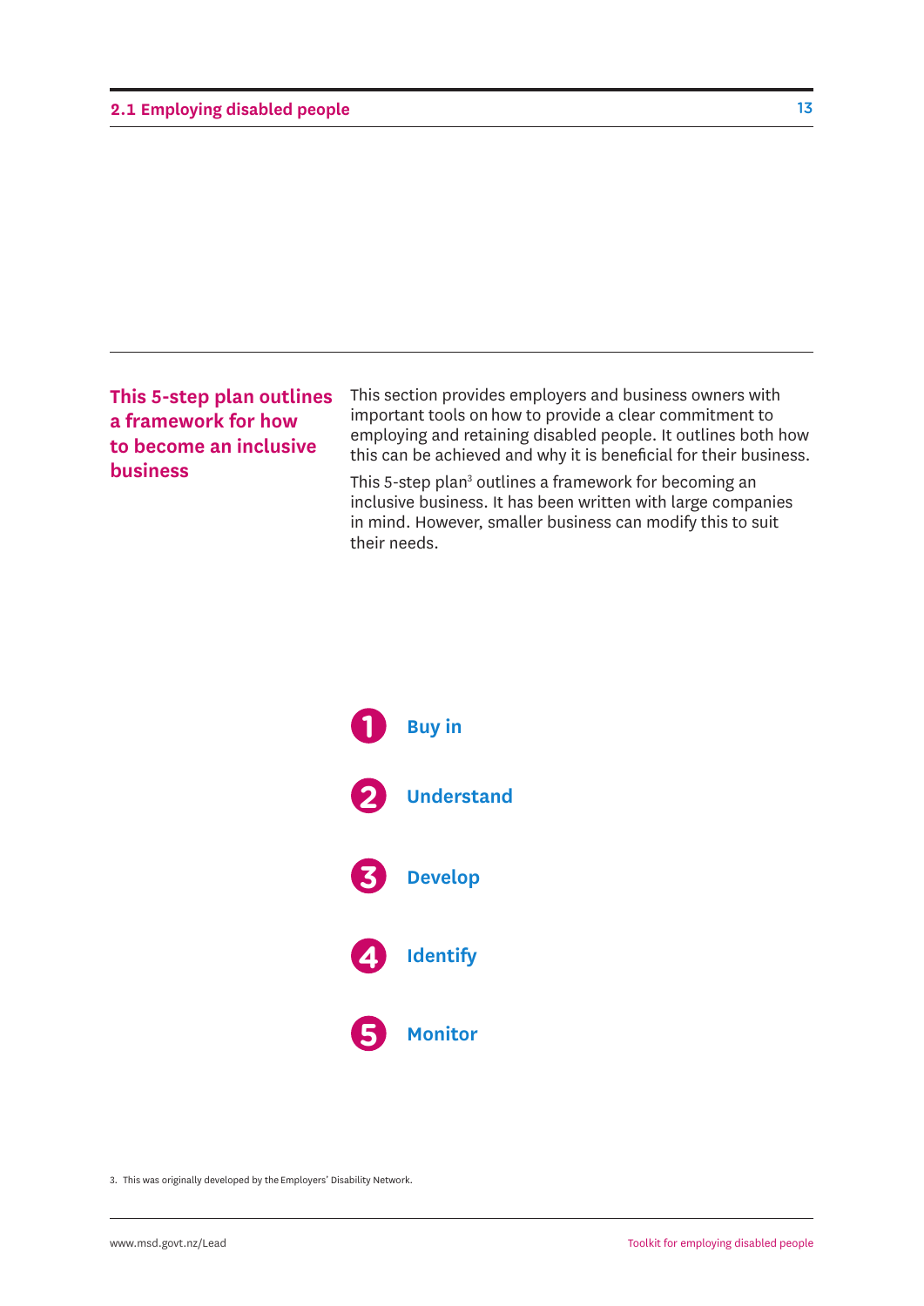## This 5-step plan outlines a framework for how to become an inclusive business

This section provides employers and business owners with important tools on how to provide a clear commitment to employing and retaining disabled people. It outlines both how this can be achieved and why it is beneficial for their business.

This 5-step plan[3] outlines a framework for becoming an inclusive business. It has been written with large companies in mind. However, smaller business can modify this to suit their needs.

1. **Buy in**
2. **Understand**
3. **Develop**
4. **Identify**
5. **Monitor**

3. This was originally developed by the Employers' Disability Network.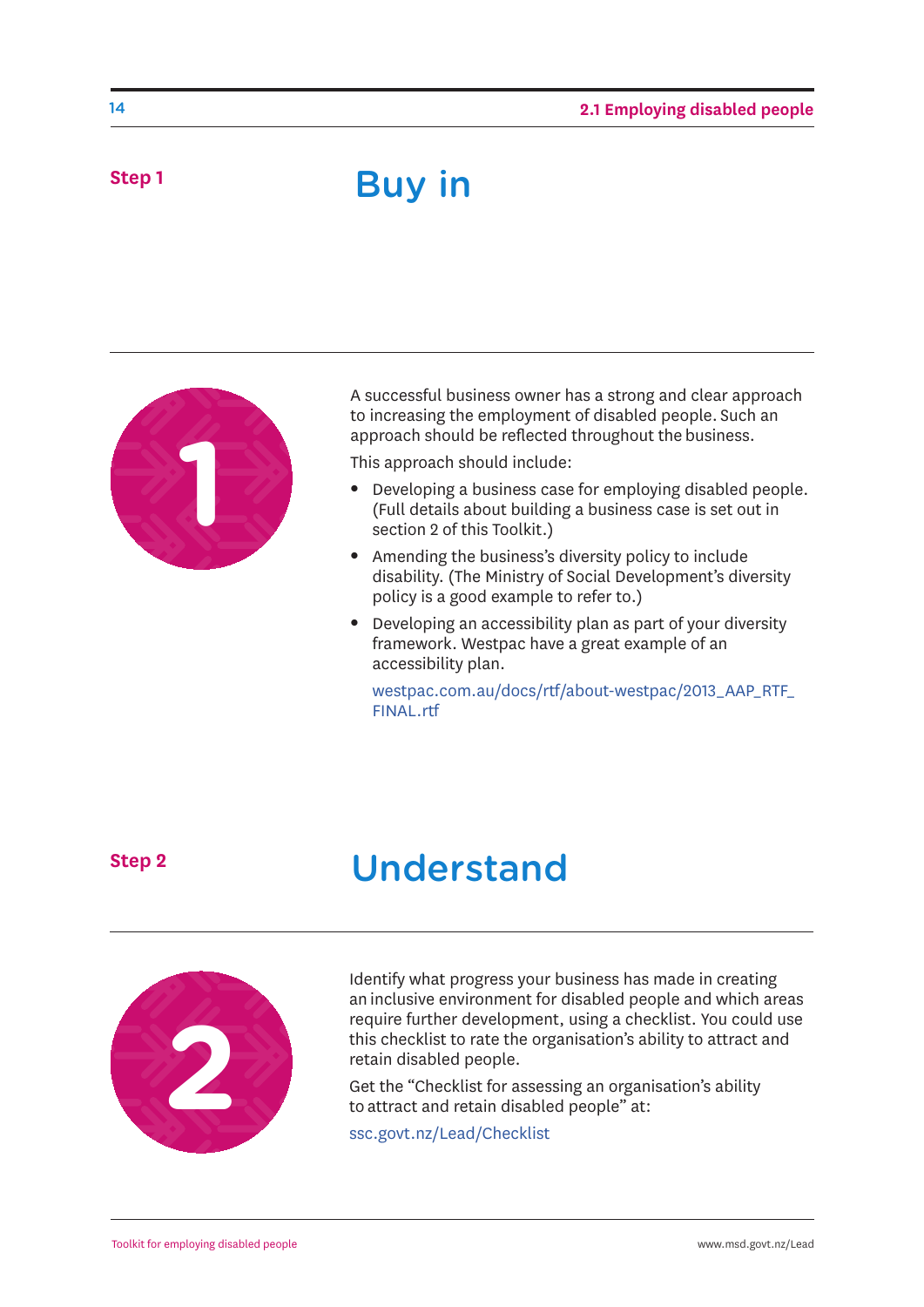**Step 1**

## Buy in

A successful business owner has a strong and clear approach to increasing the employment of disabled people. Such an approach should be reflected throughout the business.

This approach should include:

- Developing a business case for employing disabled people. (Full details about building a business case is set out in section 2 of this Toolkit.)
- Amending the business's diversity policy to include disability. (The Ministry of Social Development's diversity policy is a good example to refer to.)
- Developing an accessibility plan as part of your diversity framework. Westpac have a great example of an accessibility plan.

  westpac.com.au/docs/rtf/about-westpac/2013_AAP_RTF_FINAL.rtf

**Step 2**

## Understand

Identify what progress your business has made in creating an inclusive environment for disabled people and which areas require further development, using a checklist. You could use this checklist to rate the organisation's ability to attract and retain disabled people.

Get the "Checklist for assessing an organisation's ability to attract and retain disabled people" at:

ssc.govt.nz/Lead/Checklist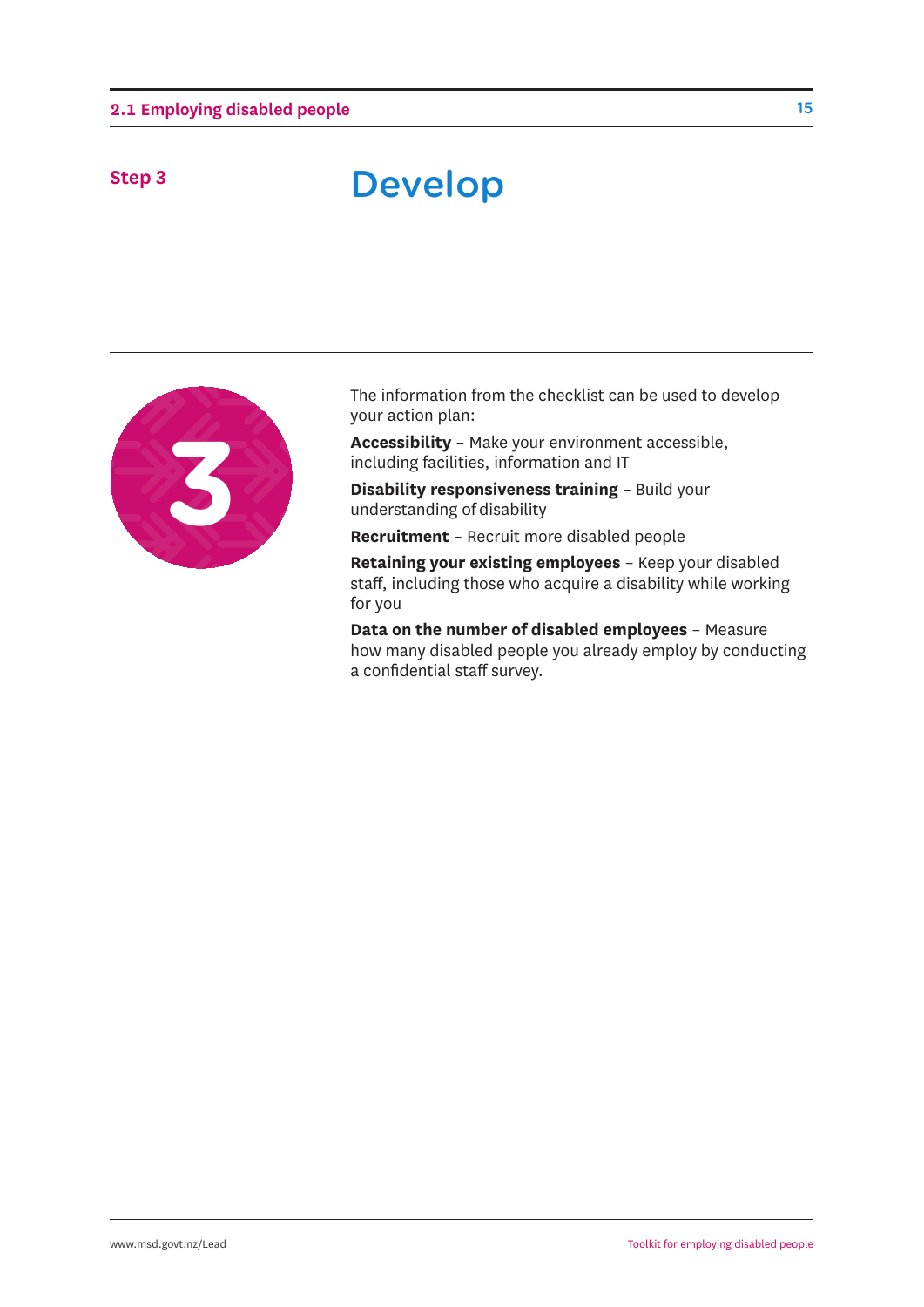Step 3

# Develop

The information from the checklist can be used to develop your action plan:

**Accessibility** – Make your environment accessible, including facilities, information and IT

**Disability responsiveness training** – Build your understanding of disability

**Recruitment** – Recruit more disabled people

**Retaining your existing employees** – Keep your disabled staff, including those who acquire a disability while working for you

**Data on the number of disabled employees** – Measure how many disabled people you already employ by conducting a confidential staff survey.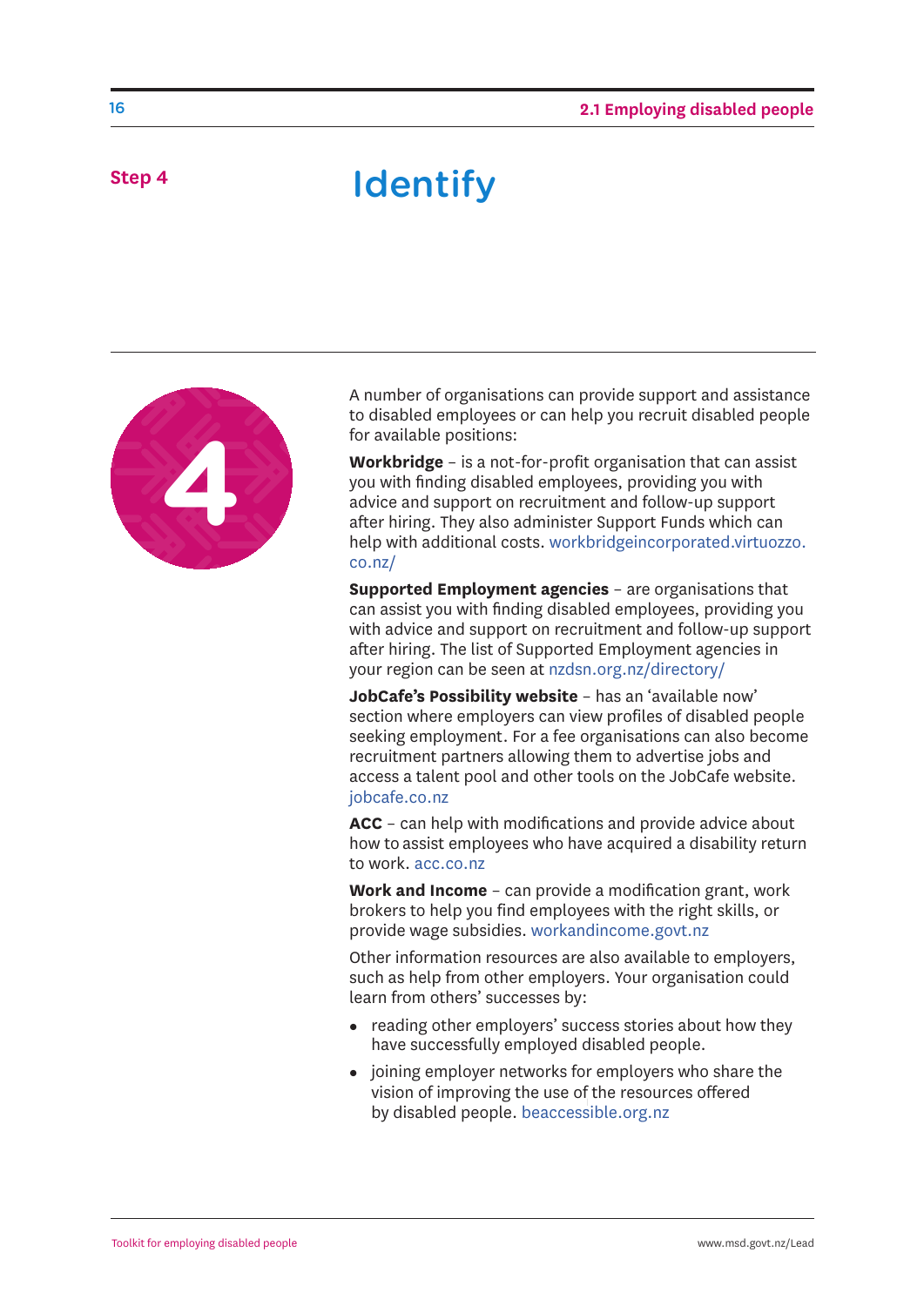Step 4

# Identify

A number of organisations can provide support and assistance to disabled employees or can help you recruit disabled people for available positions:

**Workbridge** – is a not-for-profit organisation that can assist you with finding disabled employees, providing you with advice and support on recruitment and follow-up support after hiring. They also administer Support Funds which can help with additional costs. workbridgeincorporated.virtuozzo.co.nz/

**Supported Employment agencies** – are organisations that can assist you with finding disabled employees, providing you with advice and support on recruitment and follow-up support after hiring. The list of Supported Employment agencies in your region can be seen at nzdsn.org.nz/directory/

**JobCafe's Possibility website** – has an 'available now' section where employers can view profiles of disabled people seeking employment. For a fee organisations can also become recruitment partners allowing them to advertise jobs and access a talent pool and other tools on the JobCafe website. jobcafe.co.nz

**ACC** – can help with modifications and provide advice about how to assist employees who have acquired a disability return to work. acc.co.nz

**Work and Income** – can provide a modification grant, work brokers to help you find employees with the right skills, or provide wage subsidies. workandincome.govt.nz

Other information resources are also available to employers, such as help from other employers. Your organisation could learn from others' successes by:

- reading other employers' success stories about how they have successfully employed disabled people.
- joining employer networks for employers who share the vision of improving the use of the resources offered by disabled people. beaccessible.org.nz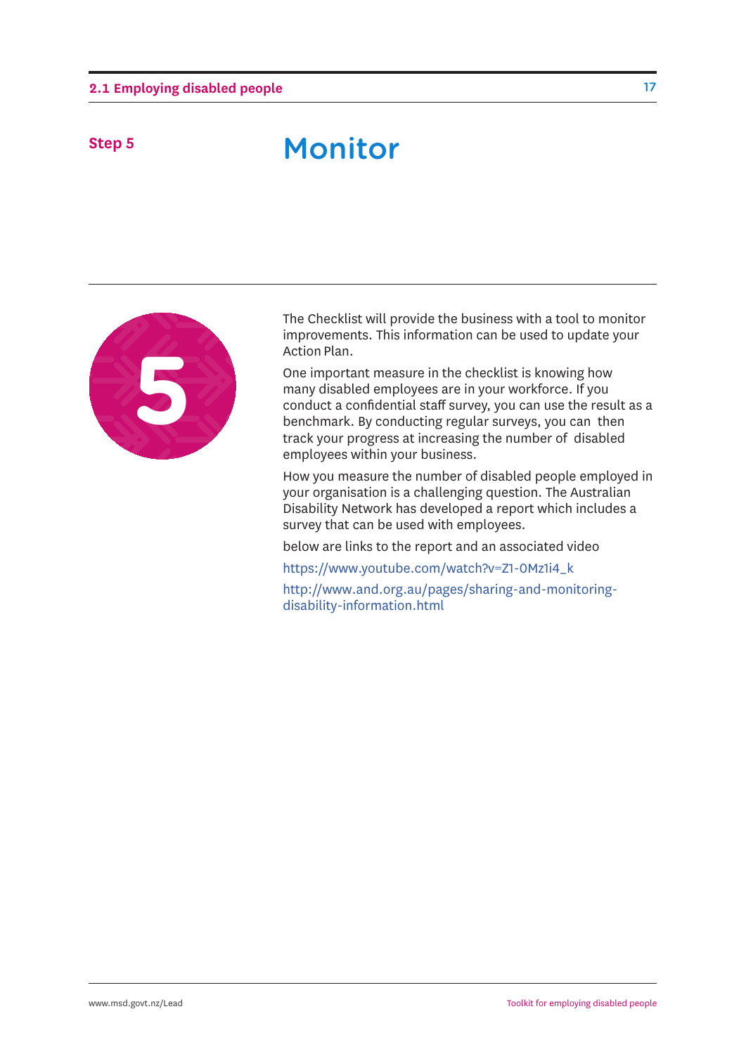**Step 5**

# Monitor

The Checklist will provide the business with a tool to monitor improvements. This information can be used to update your Action Plan.

One important measure in the checklist is knowing how many disabled employees are in your workforce. If you conduct a confidential staff survey, you can use the result as a benchmark. By conducting regular surveys, you can then track your progress at increasing the number of disabled employees within your business.

How you measure the number of disabled people employed in your organisation is a challenging question. The Australian Disability Network has developed a report which includes a survey that can be used with employees.

below are links to the report and an associated video

https://www.youtube.com/watch?v=Z1-0Mz1i4_k

http://www.and.org.au/pages/sharing-and-monitoring-disability-information.html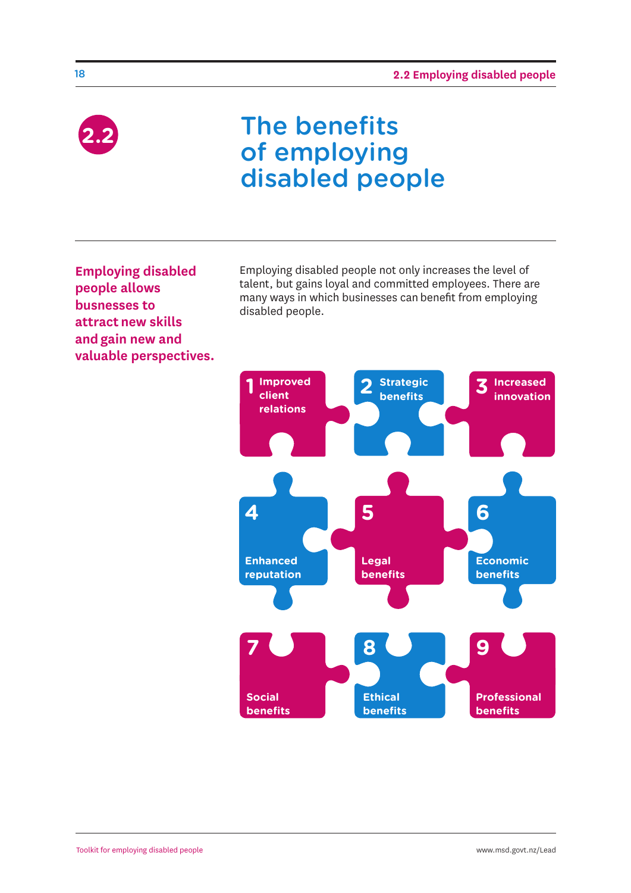# 2.2 The benefits of employing disabled people

**Employing disabled people allows busnesses to attract new skills and gain new and valuable perspectives.**

Employing disabled people not only increases the level of talent, but gains loyal and committed employees. There are many ways in which businesses can benefit from employing disabled people.

1. Improved client relations
2. Strategic benefits
3. Increased innovation
4. Enhanced reputation
5. Legal benefits
6. Economic benefits
7. Social benefits
8. Ethical benefits
9. Professional benefits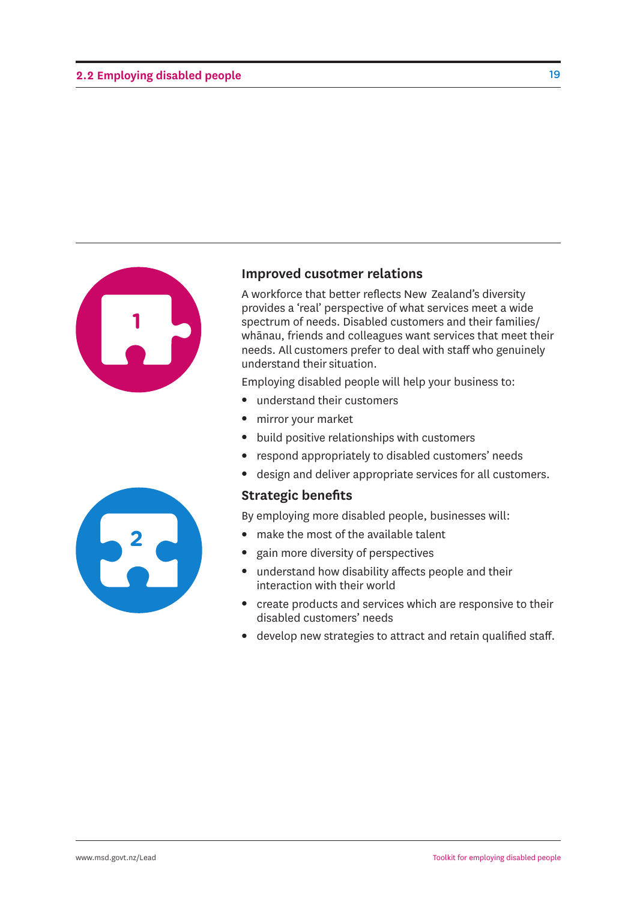### Improved cusotmer relations

A workforce that better reflects New Zealand's diversity provides a 'real' perspective of what services meet a wide spectrum of needs. Disabled customers and their families/whānau, friends and colleagues want services that meet their needs. All customers prefer to deal with staff who genuinely understand their situation.

Employing disabled people will help your business to:

- understand their customers
- mirror your market
- build positive relationships with customers
- respond appropriately to disabled customers' needs
- design and deliver appropriate services for all customers.

### Strategic benefits

By employing more disabled people, businesses will:

- make the most of the available talent
- gain more diversity of perspectives
- understand how disability affects people and their interaction with their world
- create products and services which are responsive to their disabled customers' needs
- develop new strategies to attract and retain qualified staff.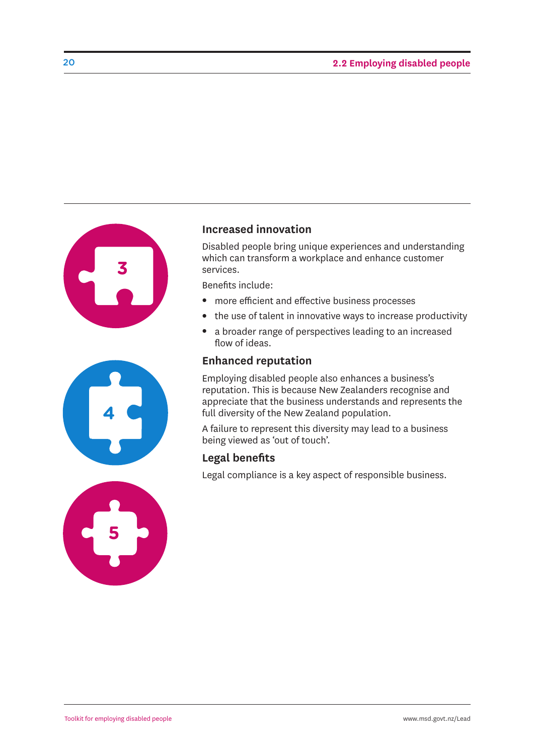## Increased innovation

Disabled people bring unique experiences and understanding which can transform a workplace and enhance customer services.

Benefits include:

- more efficient and effective business processes
- the use of talent in innovative ways to increase productivity
- a broader range of perspectives leading to an increased flow of ideas.

## Enhanced reputation

Employing disabled people also enhances a business's reputation. This is because New Zealanders recognise and appreciate that the business understands and represents the full diversity of the New Zealand population.

A failure to represent this diversity may lead to a business being viewed as 'out of touch'.

## Legal benefits

Legal compliance is a key aspect of responsible business.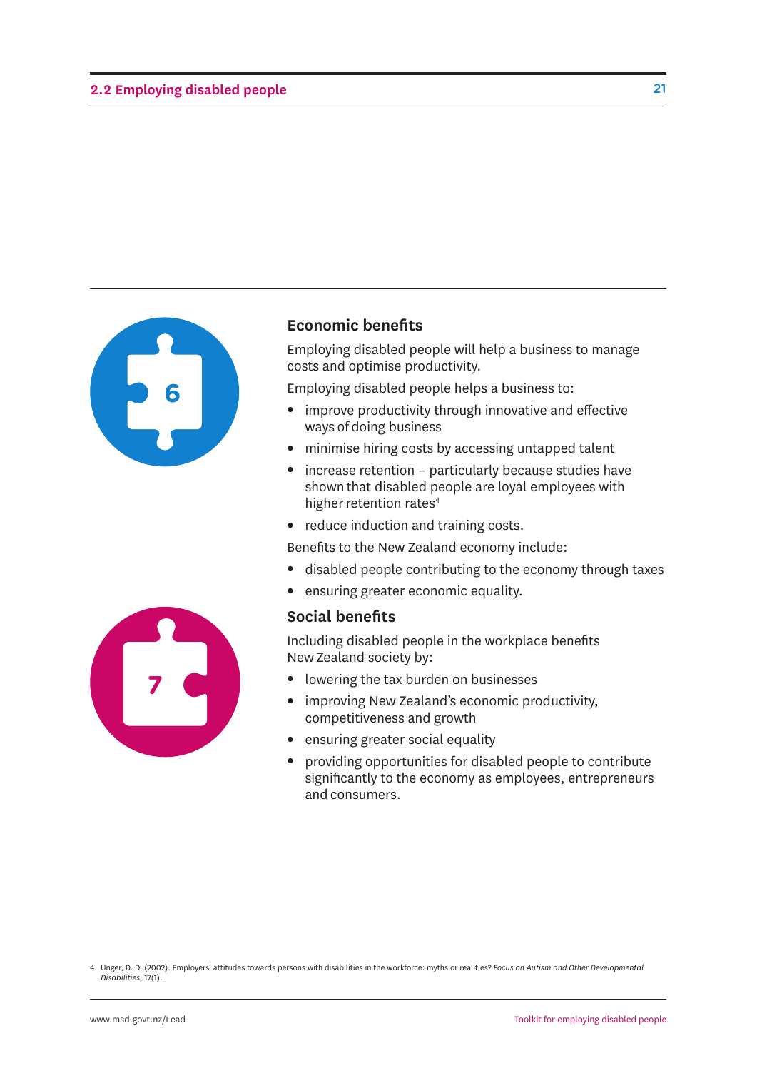6

## Economic benefits

Employing disabled people will help a business to manage costs and optimise productivity.

Employing disabled people helps a business to:

- improve productivity through innovative and effective ways of doing business
- minimise hiring costs by accessing untapped talent
- increase retention – particularly because studies have shown that disabled people are loyal employees with higher retention rates[4]
- reduce induction and training costs.

Benefits to the New Zealand economy include:

- disabled people contributing to the economy through taxes
- ensuring greater economic equality.

7

## Social benefits

Including disabled people in the workplace benefits New Zealand society by:

- lowering the tax burden on businesses
- improving New Zealand's economic productivity, competitiveness and growth
- ensuring greater social equality
- providing opportunities for disabled people to contribute significantly to the economy as employees, entrepreneurs and consumers.

4. Unger, D. D. (2002). Employers' attitudes towards persons with disabilities in the workforce: myths or realities? *Focus on Autism and Other Developmental Disabilities*, 17(1).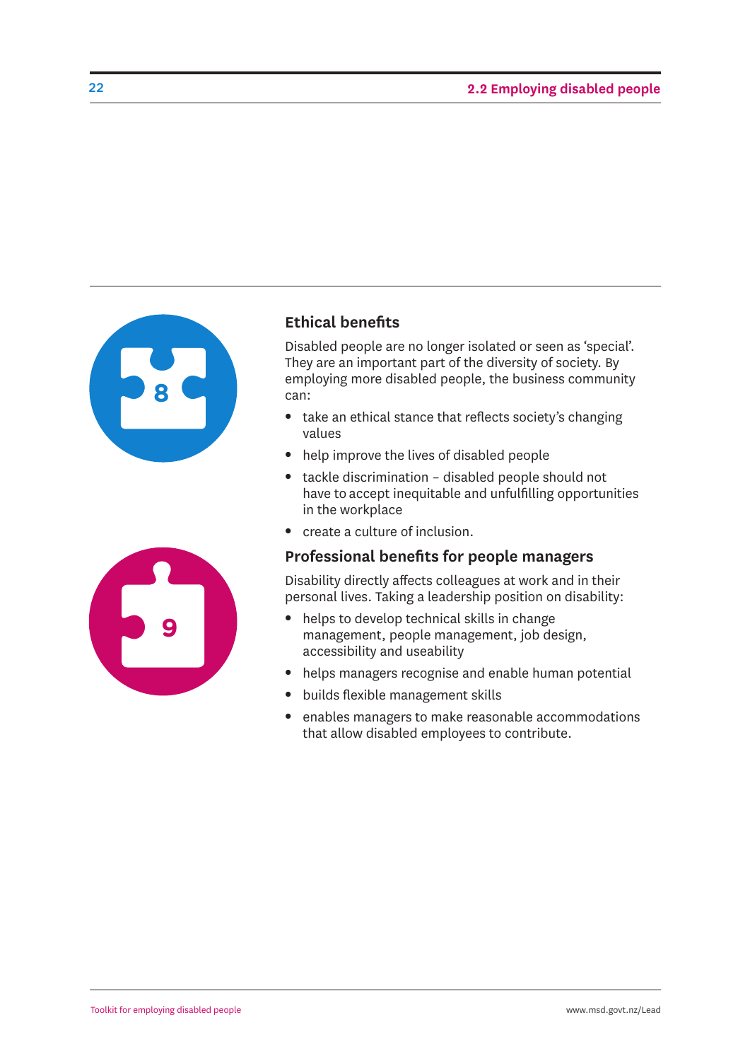## Ethical benefits

Disabled people are no longer isolated or seen as 'special'. They are an important part of the diversity of society. By employing more disabled people, the business community can:

- take an ethical stance that reflects society's changing values
- help improve the lives of disabled people
- tackle discrimination – disabled people should not have to accept inequitable and unfulfilling opportunities in the workplace
- create a culture of inclusion.

## Professional benefits for people managers

Disability directly affects colleagues at work and in their personal lives. Taking a leadership position on disability:

- helps to develop technical skills in change management, people management, job design, accessibility and useability
- helps managers recognise and enable human potential
- builds flexible management skills
- enables managers to make reasonable accommodations that allow disabled employees to contribute.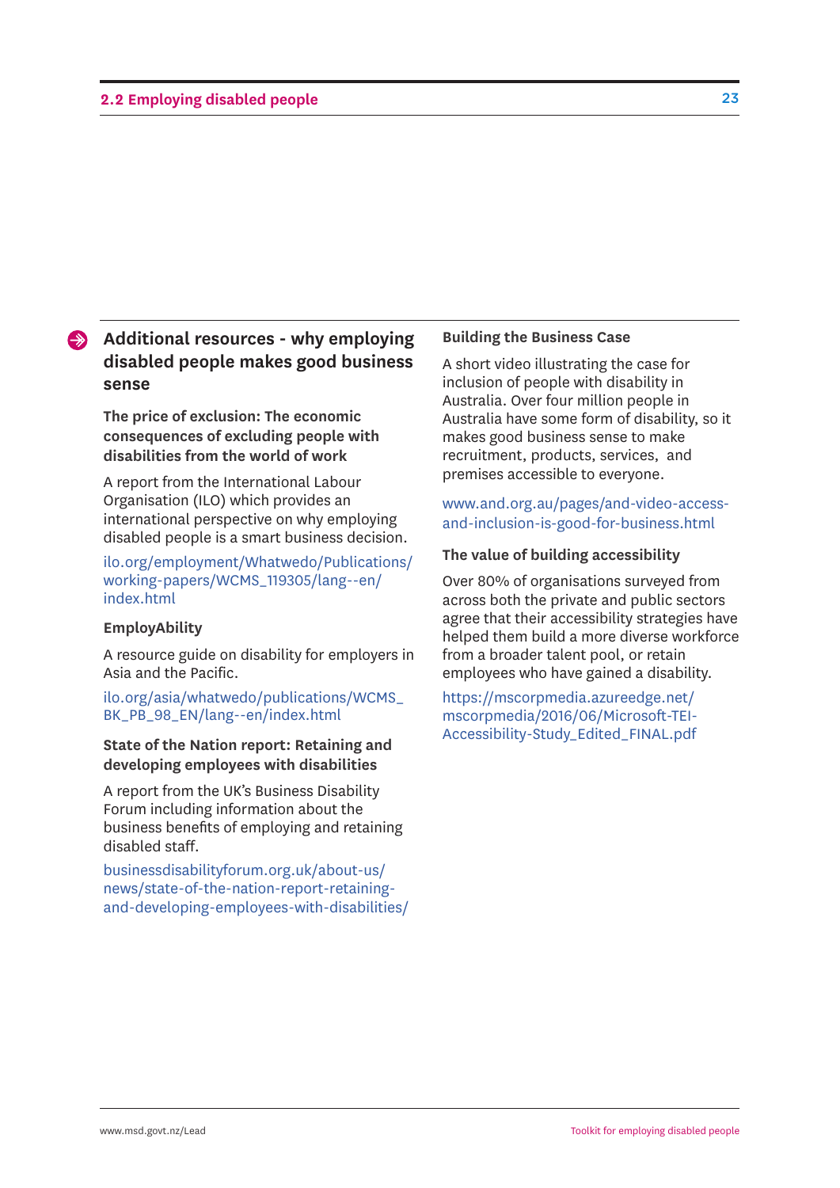## Additional resources - why employing disabled people makes good business sense

### The price of exclusion: The economic consequences of excluding people with disabilities from the world of work

A report from the International Labour Organisation (ILO) which provides an international perspective on why employing disabled people is a smart business decision.

ilo.org/employment/Whatwedo/Publications/working-papers/WCMS_119305/lang--en/index.html

### EmployAbility

A resource guide on disability for employers in Asia and the Pacific.

ilo.org/asia/whatwedo/publications/WCMS_BK_PB_98_EN/lang--en/index.html

### State of the Nation report: Retaining and developing employees with disabilities

A report from the UK's Business Disability Forum including information about the business benefits of employing and retaining disabled staff.

businessdisabilityforum.org.uk/about-us/news/state-of-the-nation-report-retaining-and-developing-employees-with-disabilities/

### Building the Business Case

A short video illustrating the case for inclusion of people with disability in Australia. Over four million people in Australia have some form of disability, so it makes good business sense to make recruitment, products, services, and premises accessible to everyone.

www.and.org.au/pages/and-video-access-and-inclusion-is-good-for-business.html

### The value of building accessibility

Over 80% of organisations surveyed from across both the private and public sectors agree that their accessibility strategies have helped them build a more diverse workforce from a broader talent pool, or retain employees who have gained a disability.

https://mscorpmedia.azureedge.net/mscorpmedia/2016/06/Microsoft-TEI-Accessibility-Study_Edited_FINAL.pdf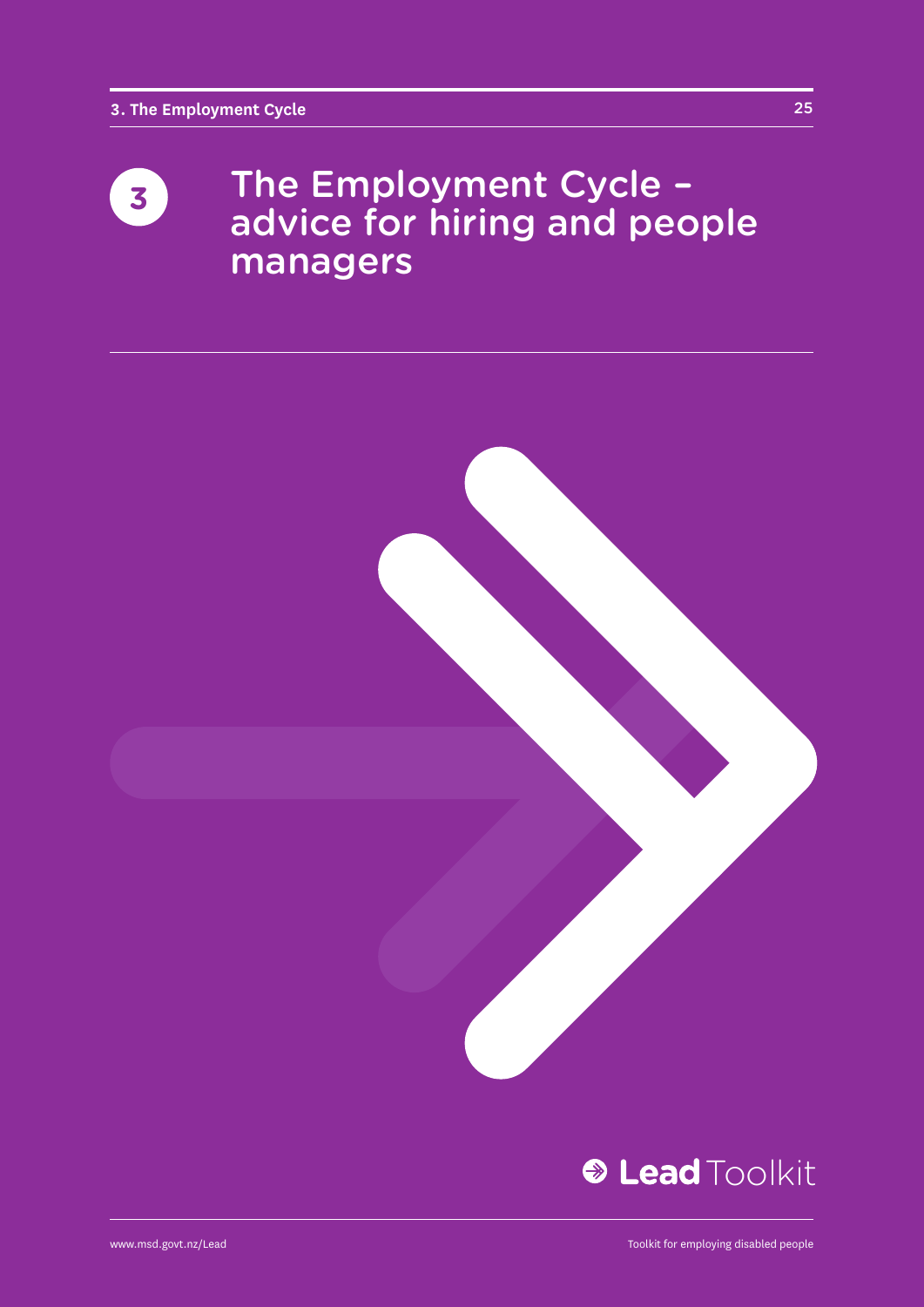# 3 The Employment Cycle – advice for hiring and people managers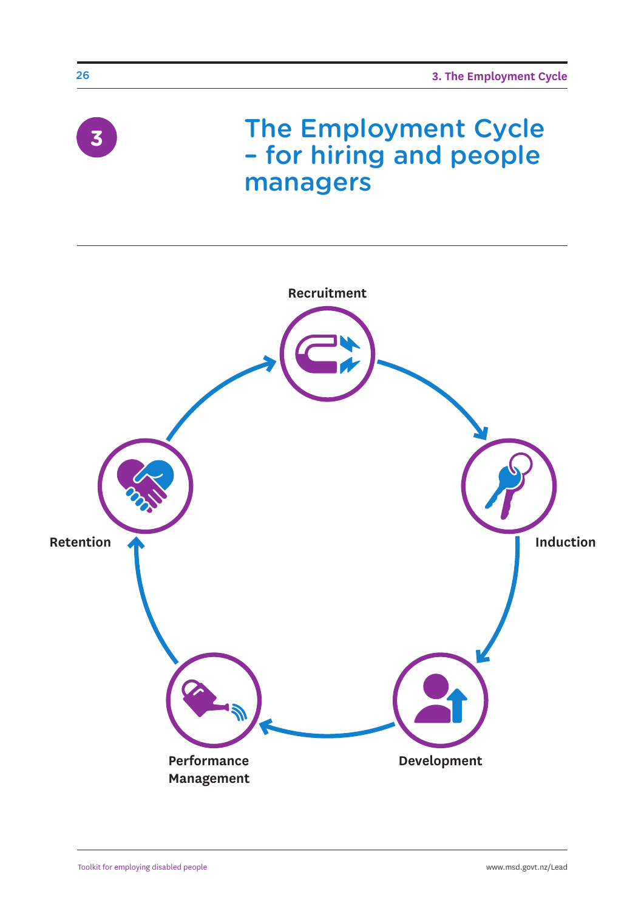3

# The Employment Cycle – for hiring and people managers

Recruitment

Induction

Development

Performance Management

Retention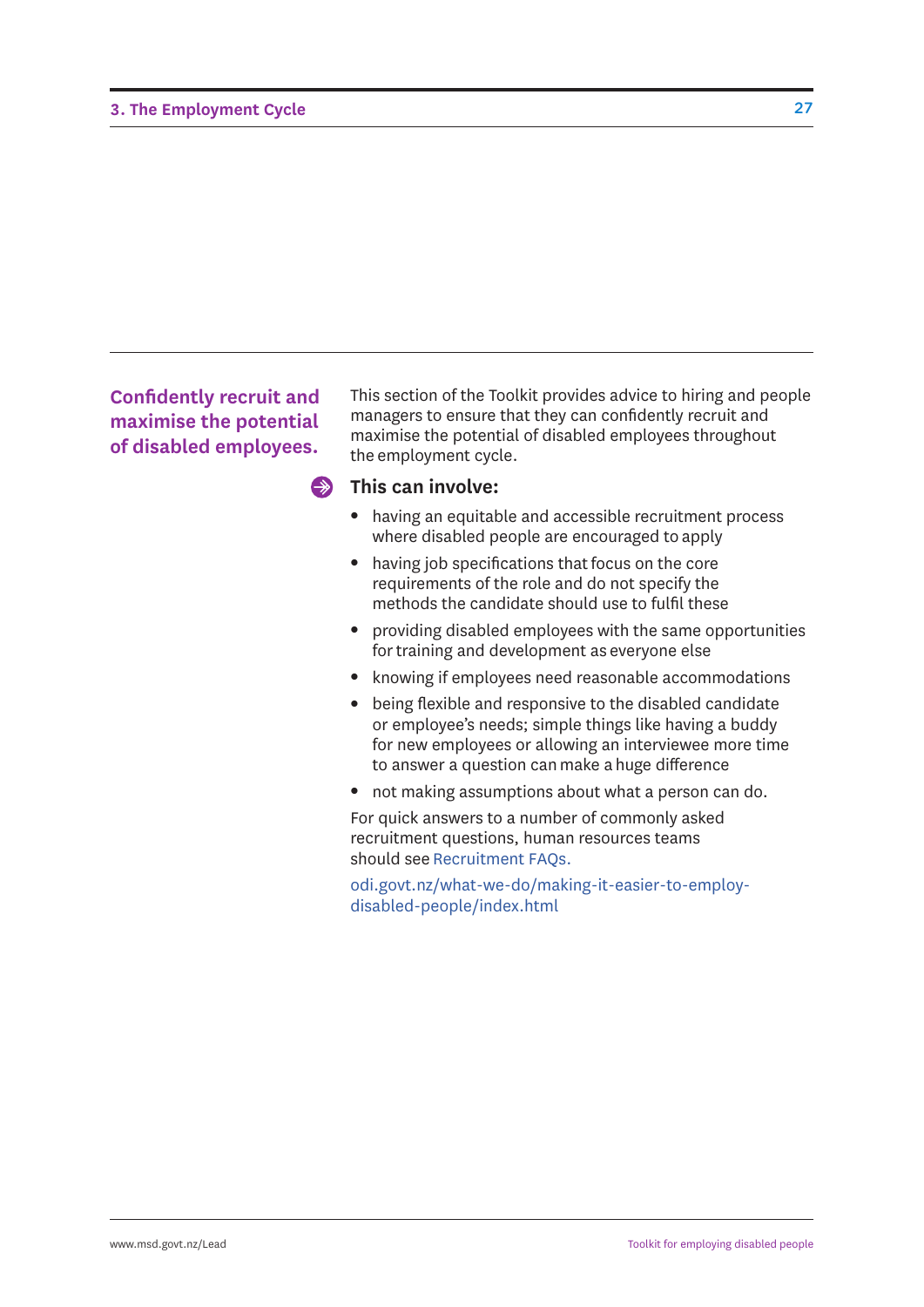## Confidently recruit and maximise the potential of disabled employees.

This section of the Toolkit provides advice to hiring and people managers to ensure that they can confidently recruit and maximise the potential of disabled employees throughout the employment cycle.

### This can involve:

- having an equitable and accessible recruitment process where disabled people are encouraged to apply
- having job specifications that focus on the core requirements of the role and do not specify the methods the candidate should use to fulfil these
- providing disabled employees with the same opportunities for training and development as everyone else
- knowing if employees need reasonable accommodations
- being flexible and responsive to the disabled candidate or employee's needs; simple things like having a buddy for new employees or allowing an interviewee more time to answer a question can make a huge difference
- not making assumptions about what a person can do.

For quick answers to a number of commonly asked recruitment questions, human resources teams should see Recruitment FAQs.

odi.govt.nz/what-we-do/making-it-easier-to-employ-disabled-people/index.html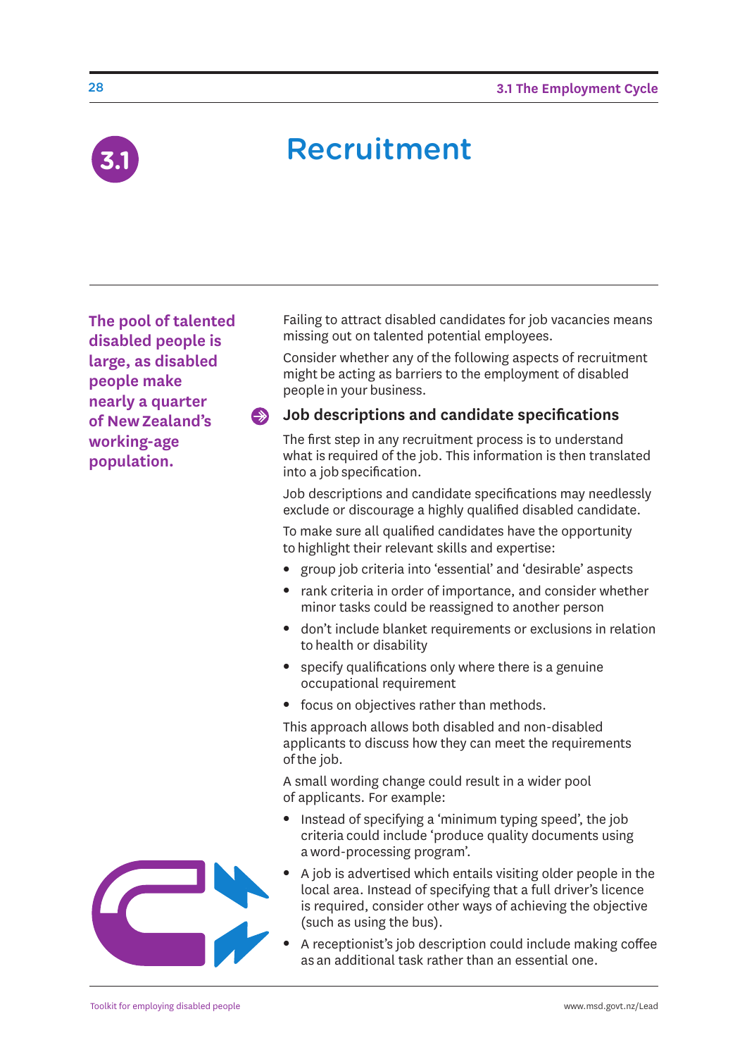# 3.1 Recruitment

**The pool of talented disabled people is large, as disabled people make nearly a quarter of New Zealand's working-age population.**

Failing to attract disabled candidates for job vacancies means missing out on talented potential employees.

Consider whether any of the following aspects of recruitment might be acting as barriers to the employment of disabled people in your business.

## Job descriptions and candidate specifications

The first step in any recruitment process is to understand what is required of the job. This information is then translated into a job specification.

Job descriptions and candidate specifications may needlessly exclude or discourage a highly qualified disabled candidate.

To make sure all qualified candidates have the opportunity to highlight their relevant skills and expertise:

- group job criteria into 'essential' and 'desirable' aspects
- rank criteria in order of importance, and consider whether minor tasks could be reassigned to another person
- don't include blanket requirements or exclusions in relation to health or disability
- specify qualifications only where there is a genuine occupational requirement
- focus on objectives rather than methods.

This approach allows both disabled and non-disabled applicants to discuss how they can meet the requirements of the job.

A small wording change could result in a wider pool of applicants. For example:

- Instead of specifying a 'minimum typing speed', the job criteria could include 'produce quality documents using a word-processing program'.
- A job is advertised which entails visiting older people in the local area. Instead of specifying that a full driver's licence is required, consider other ways of achieving the objective (such as using the bus).
- A receptionist's job description could include making coffee as an additional task rather than an essential one.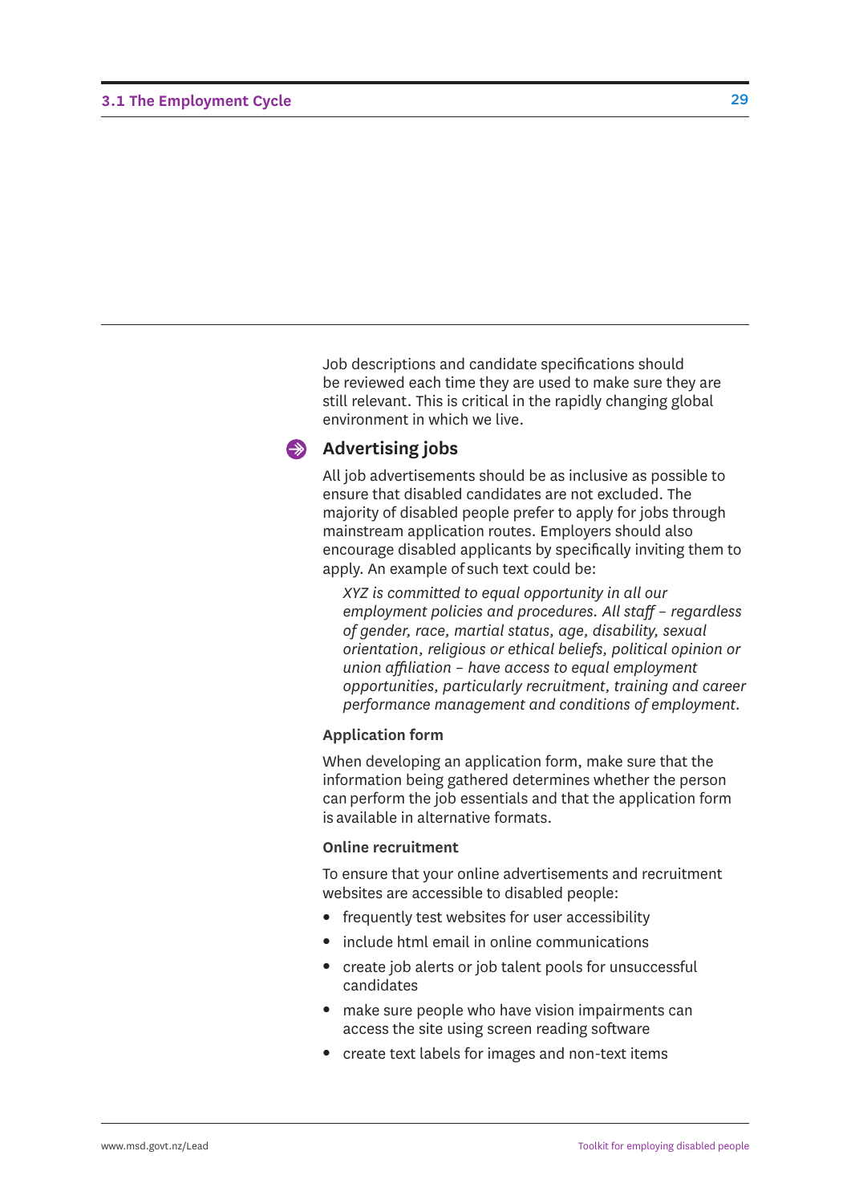Job descriptions and candidate specifications should be reviewed each time they are used to make sure they are still relevant. This is critical in the rapidly changing global environment in which we live.

## Advertising jobs

All job advertisements should be as inclusive as possible to ensure that disabled candidates are not excluded. The majority of disabled people prefer to apply for jobs through mainstream application routes. Employers should also encourage disabled applicants by specifically inviting them to apply. An example of such text could be:

> *XYZ is committed to equal opportunity in all our employment policies and procedures. All staff – regardless of gender, race, martial status, age, disability, sexual orientation, religious or ethical beliefs, political opinion or union affiliation – have access to equal employment opportunities, particularly recruitment, training and career performance management and conditions of employment.*

### Application form

When developing an application form, make sure that the information being gathered determines whether the person can perform the job essentials and that the application form is available in alternative formats.

### Online recruitment

To ensure that your online advertisements and recruitment websites are accessible to disabled people:

- frequently test websites for user accessibility
- include html email in online communications
- create job alerts or job talent pools for unsuccessful candidates
- make sure people who have vision impairments can access the site using screen reading software
- create text labels for images and non-text items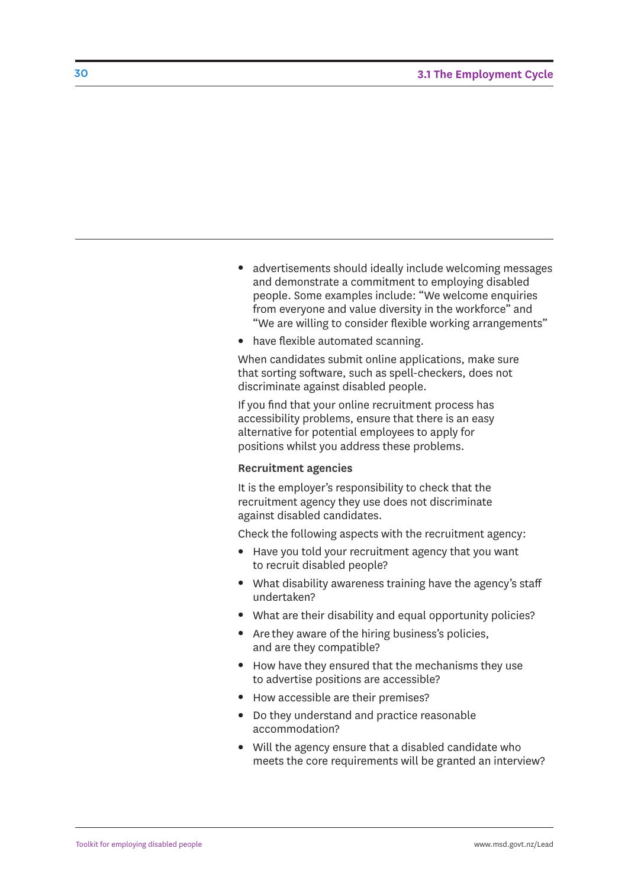- advertisements should ideally include welcoming messages and demonstrate a commitment to employing disabled people. Some examples include: “We welcome enquiries from everyone and value diversity in the workforce” and “We are willing to consider flexible working arrangements”
- have flexible automated scanning.

When candidates submit online applications, make sure that sorting software, such as spell-checkers, does not discriminate against disabled people.

If you find that your online recruitment process has accessibility problems, ensure that there is an easy alternative for potential employees to apply for positions whilst you address these problems.

**Recruitment agencies**

It is the employer’s responsibility to check that the recruitment agency they use does not discriminate against disabled candidates.

Check the following aspects with the recruitment agency:

- Have you told your recruitment agency that you want to recruit disabled people?
- What disability awareness training have the agency’s staff undertaken?
- What are their disability and equal opportunity policies?
- Are they aware of the hiring business’s policies, and are they compatible?
- How have they ensured that the mechanisms they use to advertise positions are accessible?
- How accessible are their premises?
- Do they understand and practice reasonable accommodation?
- Will the agency ensure that a disabled candidate who meets the core requirements will be granted an interview?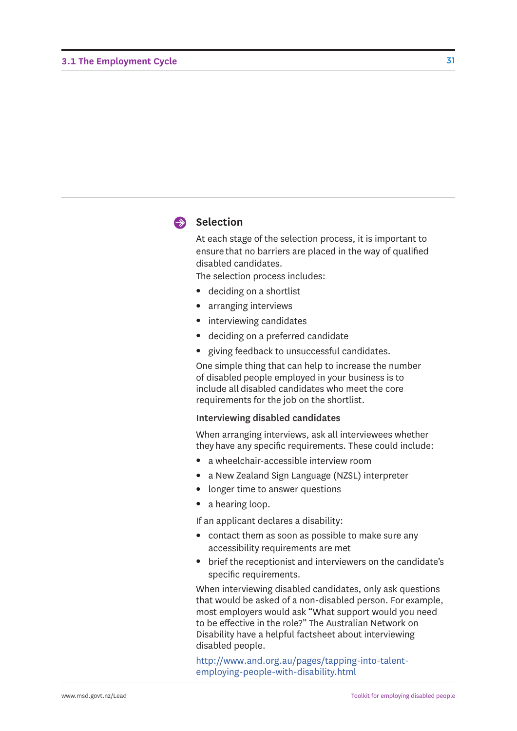## Selection

At each stage of the selection process, it is important to ensure that no barriers are placed in the way of qualified disabled candidates.

The selection process includes:

- deciding on a shortlist
- arranging interviews
- interviewing candidates
- deciding on a preferred candidate
- giving feedback to unsuccessful candidates.

One simple thing that can help to increase the number of disabled people employed in your business is to include all disabled candidates who meet the core requirements for the job on the shortlist.

### Interviewing disabled candidates

When arranging interviews, ask all interviewees whether they have any specific requirements. These could include:

- a wheelchair-accessible interview room
- a New Zealand Sign Language (NZSL) interpreter
- longer time to answer questions
- a hearing loop.

If an applicant declares a disability:

- contact them as soon as possible to make sure any accessibility requirements are met
- brief the receptionist and interviewers on the candidate's specific requirements.

When interviewing disabled candidates, only ask questions that would be asked of a non-disabled person. For example, most employers would ask "What support would you need to be effective in the role?" The Australian Network on Disability have a helpful factsheet about interviewing disabled people.

http://www.and.org.au/pages/tapping-into-talent-employing-people-with-disability.html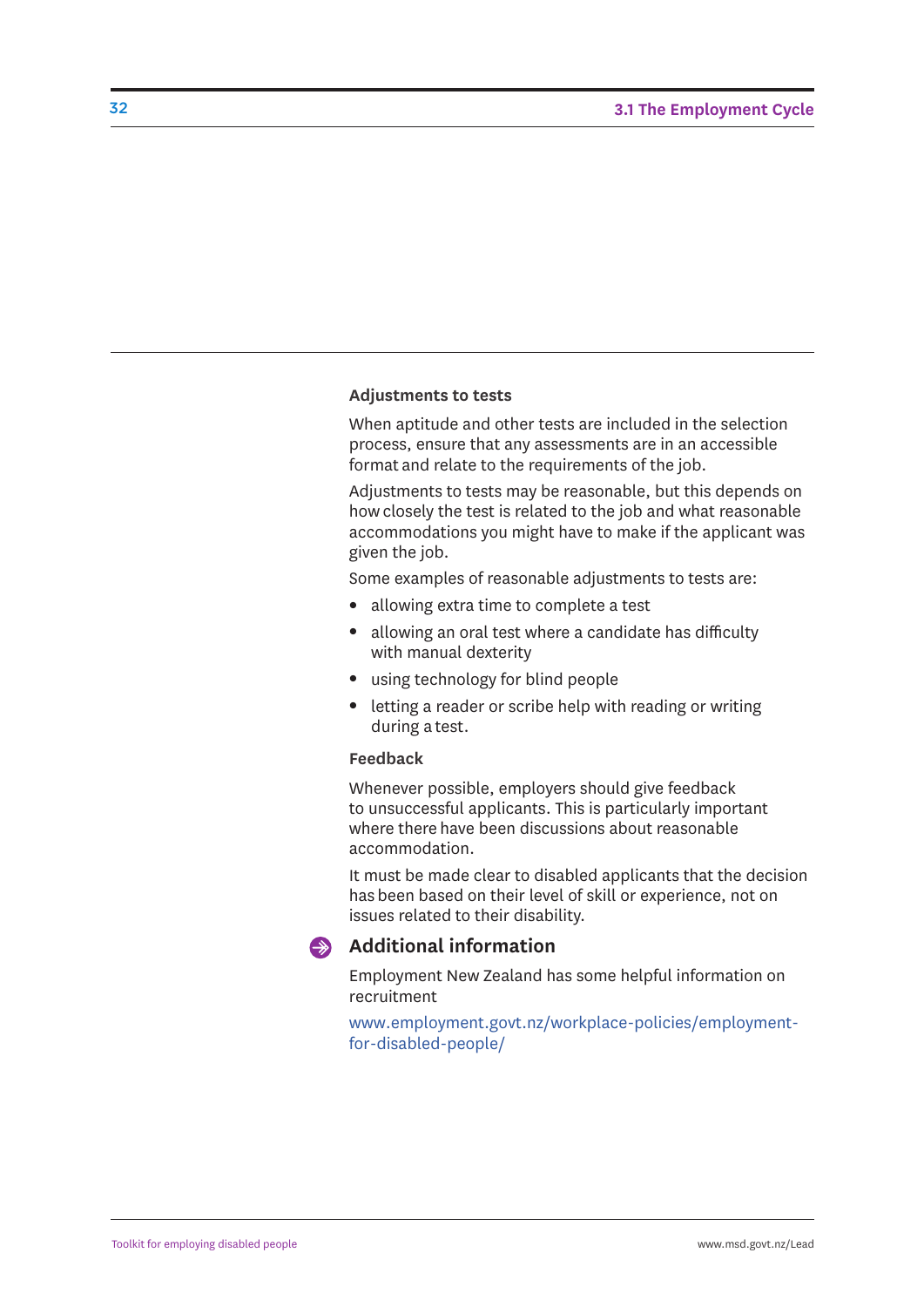### Adjustments to tests

When aptitude and other tests are included in the selection process, ensure that any assessments are in an accessible format and relate to the requirements of the job.

Adjustments to tests may be reasonable, but this depends on how closely the test is related to the job and what reasonable accommodations you might have to make if the applicant was given the job.

Some examples of reasonable adjustments to tests are:

- allowing extra time to complete a test
- allowing an oral test where a candidate has difficulty with manual dexterity
- using technology for blind people
- letting a reader or scribe help with reading or writing during a test.

### Feedback

Whenever possible, employers should give feedback to unsuccessful applicants. This is particularly important where there have been discussions about reasonable accommodation.

It must be made clear to disabled applicants that the decision has been based on their level of skill or experience, not on issues related to their disability.

## Additional information

Employment New Zealand has some helpful information on recruitment

www.employment.govt.nz/workplace-policies/employment-for-disabled-people/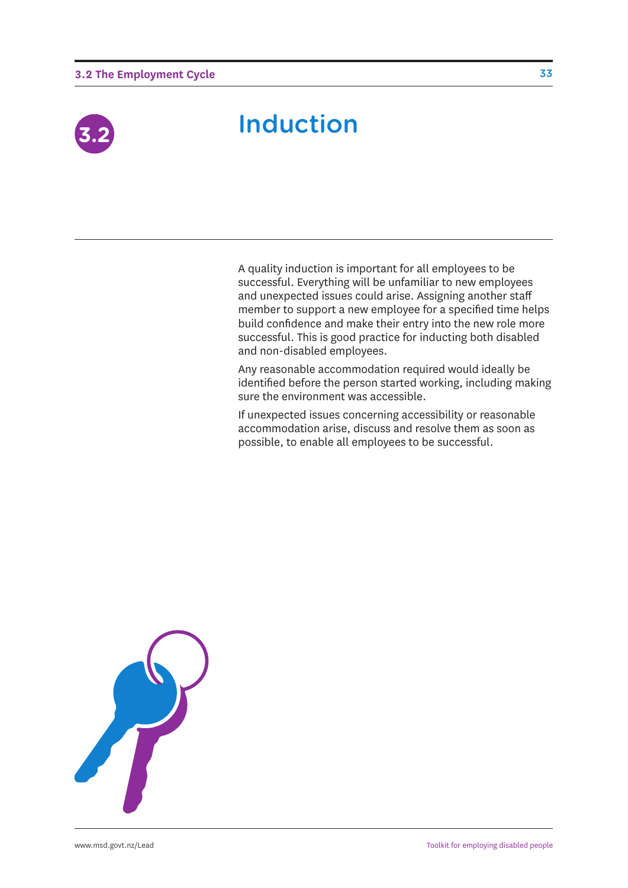# 3.2 Induction

A quality induction is important for all employees to be successful. Everything will be unfamiliar to new employees and unexpected issues could arise. Assigning another staff member to support a new employee for a specified time helps build confidence and make their entry into the new role more successful. This is good practice for inducting both disabled and non-disabled employees.

Any reasonable accommodation required would ideally be identified before the person started working, including making sure the environment was accessible.

If unexpected issues concerning accessibility or reasonable accommodation arise, discuss and resolve them as soon as possible, to enable all employees to be successful.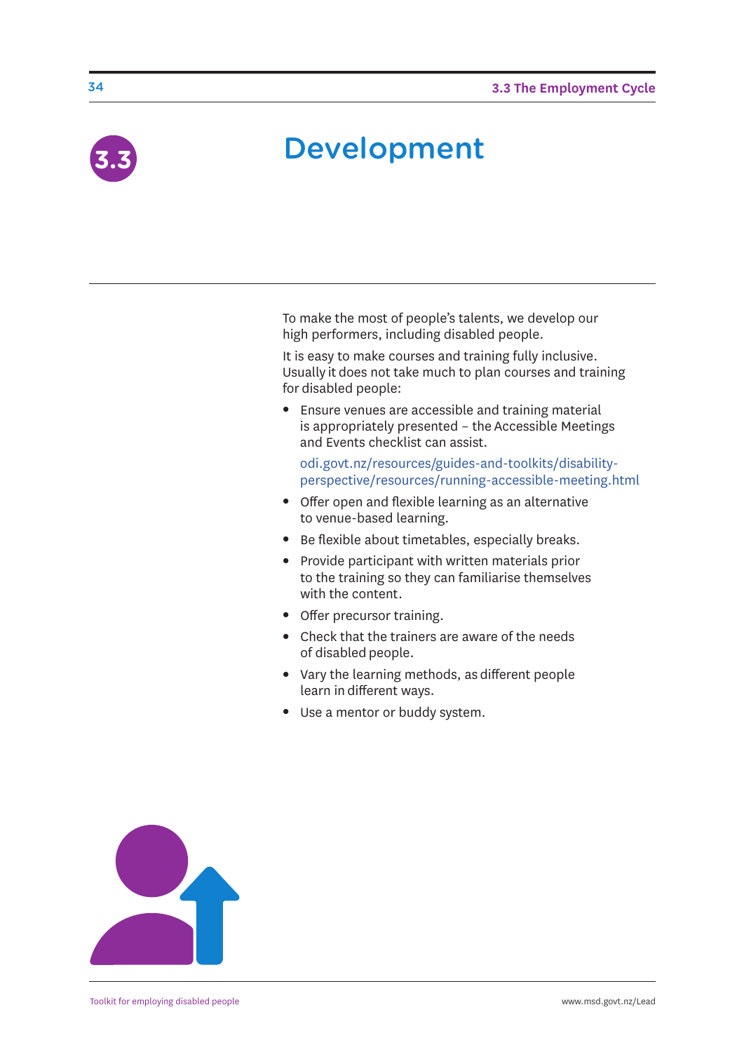# 3.3 Development

To make the most of people's talents, we develop our high performers, including disabled people.

It is easy to make courses and training fully inclusive. Usually it does not take much to plan courses and training for disabled people:

- Ensure venues are accessible and training material is appropriately presented – the Accessible Meetings and Events checklist can assist.

  odi.govt.nz/resources/guides-and-toolkits/disability-perspective/resources/running-accessible-meeting.html

- Offer open and flexible learning as an alternative to venue-based learning.
- Be flexible about timetables, especially breaks.
- Provide participant with written materials prior to the training so they can familiarise themselves with the content.
- Offer precursor training.
- Check that the trainers are aware of the needs of disabled people.
- Vary the learning methods, as different people learn in different ways.
- Use a mentor or buddy system.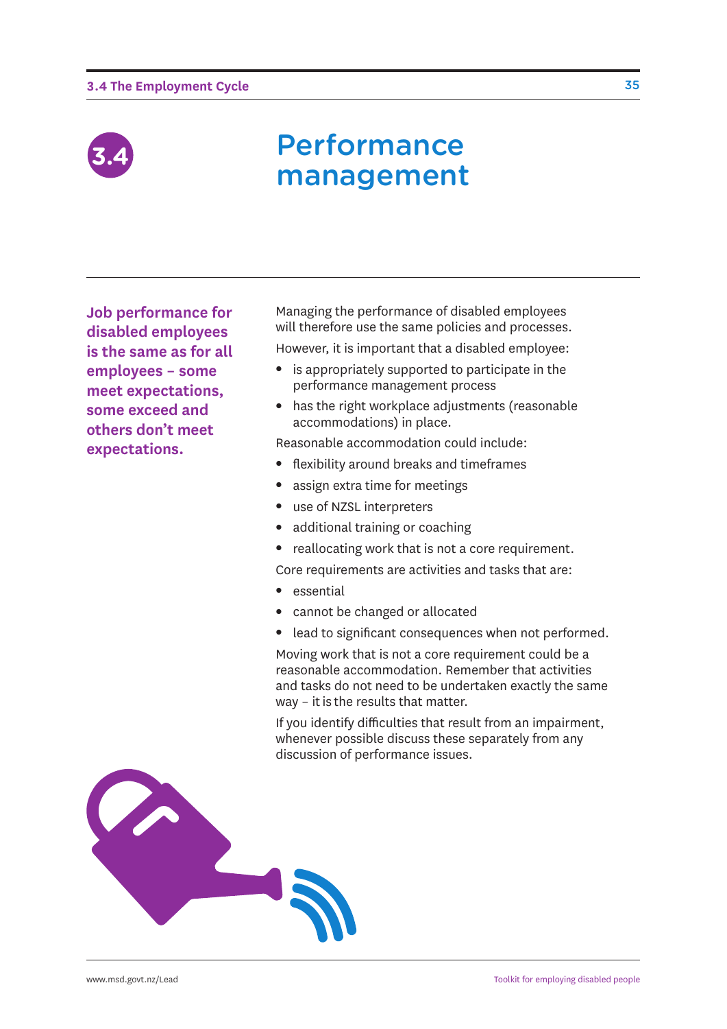# 3.4 Performance management

**Job performance for disabled employees is the same as for all employees – some meet expectations, some exceed and others don't meet expectations.**

Managing the performance of disabled employees will therefore use the same policies and processes.

However, it is important that a disabled employee:

- is appropriately supported to participate in the performance management process
- has the right workplace adjustments (reasonable accommodations) in place.

Reasonable accommodation could include:

- flexibility around breaks and timeframes
- assign extra time for meetings
- use of NZSL interpreters
- additional training or coaching
- reallocating work that is not a core requirement.

Core requirements are activities and tasks that are:

- essential
- cannot be changed or allocated
- lead to significant consequences when not performed.

Moving work that is not a core requirement could be a reasonable accommodation. Remember that activities and tasks do not need to be undertaken exactly the same way – it is the results that matter.

If you identify difficulties that result from an impairment, whenever possible discuss these separately from any discussion of performance issues.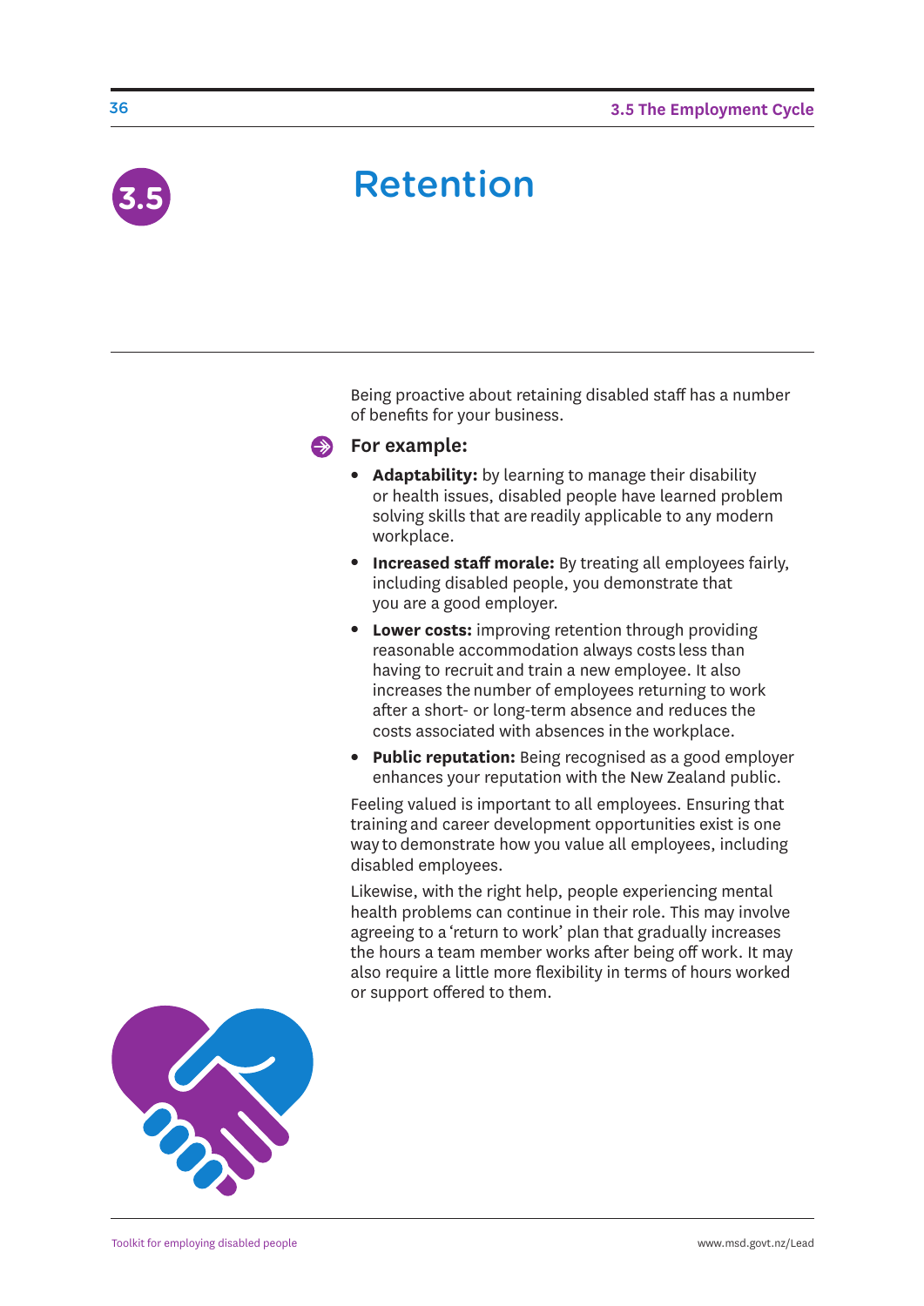# 3.5 Retention

Being proactive about retaining disabled staff has a number of benefits for your business.

**For example:**

- **Adaptability:** by learning to manage their disability or health issues, disabled people have learned problem solving skills that are readily applicable to any modern workplace.
- **Increased staff morale:** By treating all employees fairly, including disabled people, you demonstrate that you are a good employer.
- **Lower costs:** improving retention through providing reasonable accommodation always costs less than having to recruit and train a new employee. It also increases the number of employees returning to work after a short- or long-term absence and reduces the costs associated with absences in the workplace.
- **Public reputation:** Being recognised as a good employer enhances your reputation with the New Zealand public.

Feeling valued is important to all employees. Ensuring that training and career development opportunities exist is one way to demonstrate how you value all employees, including disabled employees.

Likewise, with the right help, people experiencing mental health problems can continue in their role. This may involve agreeing to a 'return to work' plan that gradually increases the hours a team member works after being off work. It may also require a little more flexibility in terms of hours worked or support offered to them.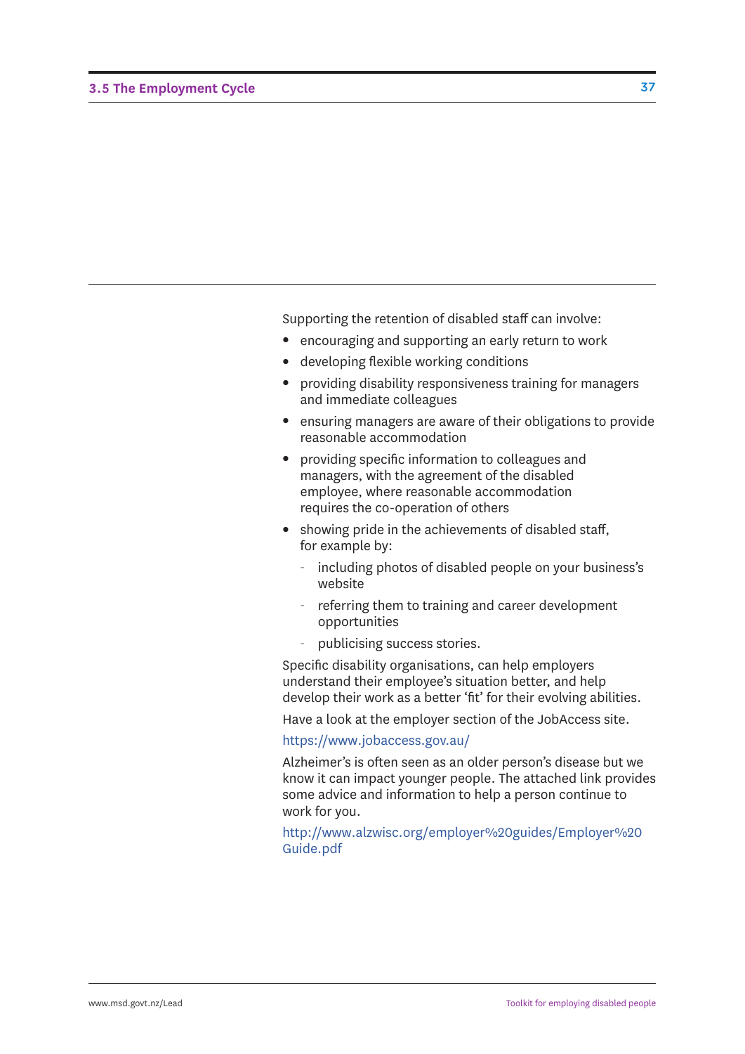Supporting the retention of disabled staff can involve:

- encouraging and supporting an early return to work
- developing flexible working conditions
- providing disability responsiveness training for managers and immediate colleagues
- ensuring managers are aware of their obligations to provide reasonable accommodation
- providing specific information to colleagues and managers, with the agreement of the disabled employee, where reasonable accommodation requires the co-operation of others
- showing pride in the achievements of disabled staff, for example by:
  - including photos of disabled people on your business's website
  - referring them to training and career development opportunities
  - publicising success stories.

Specific disability organisations, can help employers understand their employee's situation better, and help develop their work as a better 'fit' for their evolving abilities.

Have a look at the employer section of the JobAccess site.

https://www.jobaccess.gov.au/

Alzheimer's is often seen as an older person's disease but we know it can impact younger people. The attached link provides some advice and information to help a person continue to work for you.

http://www.alzwisc.org/employer%20guides/Employer%20Guide.pdf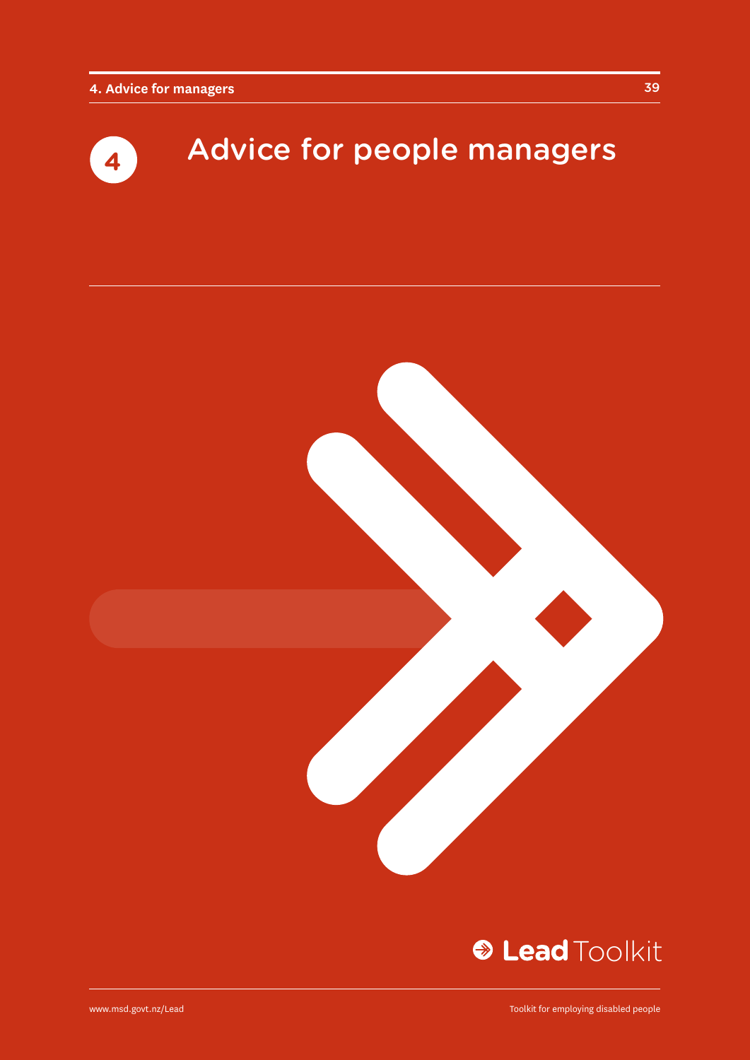# 4 Advice for people managers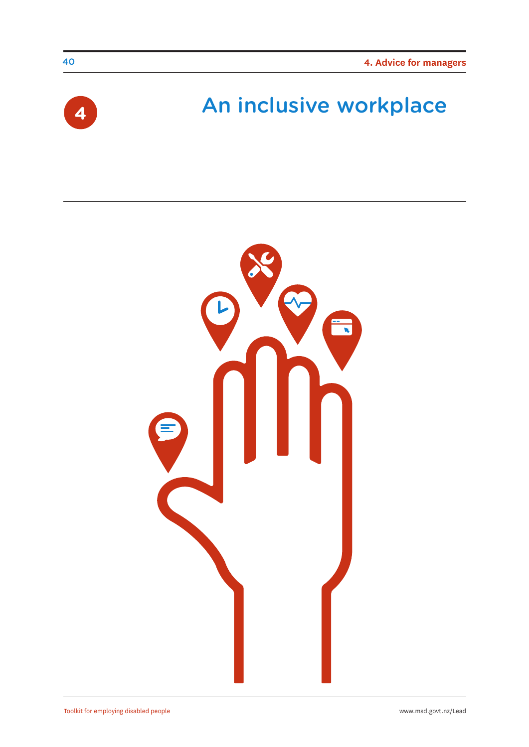4

# An inclusive workplace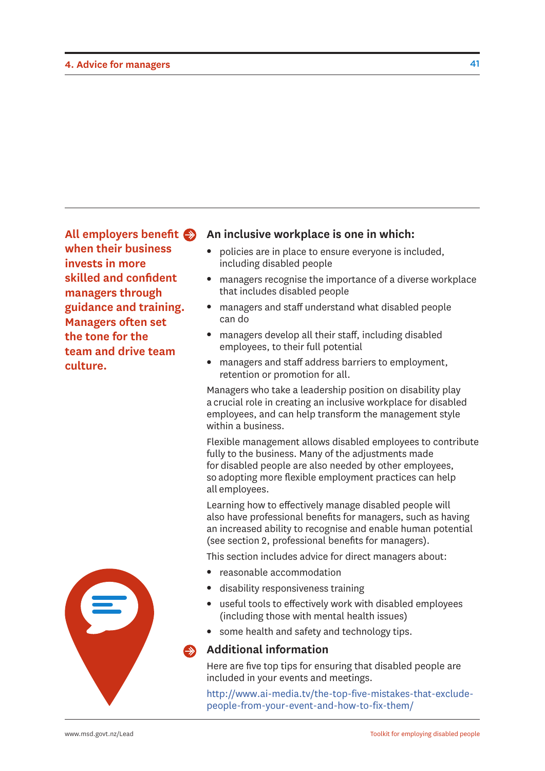**All employers benefit when their business invests in more skilled and confident managers through guidance and training. Managers often set the tone for the team and drive team culture.**

### An inclusive workplace is one in which:

- policies are in place to ensure everyone is included, including disabled people
- managers recognise the importance of a diverse workplace that includes disabled people
- managers and staff understand what disabled people can do
- managers develop all their staff, including disabled employees, to their full potential
- managers and staff address barriers to employment, retention or promotion for all.

Managers who take a leadership position on disability play a crucial role in creating an inclusive workplace for disabled employees, and can help transform the management style within a business.

Flexible management allows disabled employees to contribute fully to the business. Many of the adjustments made for disabled people are also needed by other employees, so adopting more flexible employment practices can help all employees.

Learning how to effectively manage disabled people will also have professional benefits for managers, such as having an increased ability to recognise and enable human potential (see section 2, professional benefits for managers).

This section includes advice for direct managers about:

- reasonable accommodation
- disability responsiveness training
- useful tools to effectively work with disabled employees (including those with mental health issues)
- some health and safety and technology tips.

### Additional information

Here are five top tips for ensuring that disabled people are included in your events and meetings.

http://www.ai-media.tv/the-top-five-mistakes-that-exclude-people-from-your-event-and-how-to-fix-them/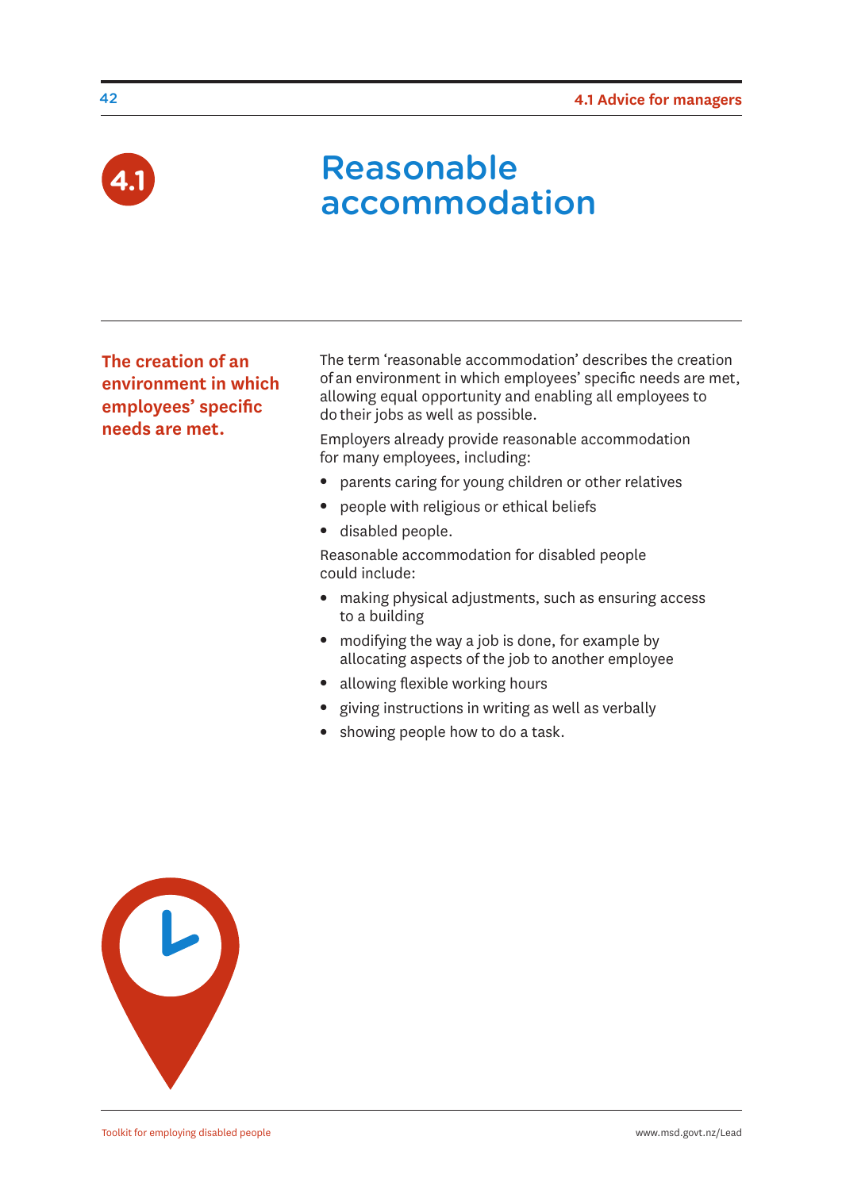# 4.1 Reasonable accommodation

**The creation of an environment in which employees' specific needs are met.**

The term 'reasonable accommodation' describes the creation of an environment in which employees' specific needs are met, allowing equal opportunity and enabling all employees to do their jobs as well as possible.

Employers already provide reasonable accommodation for many employees, including:

- parents caring for young children or other relatives
- people with religious or ethical beliefs
- disabled people.

Reasonable accommodation for disabled people could include:

- making physical adjustments, such as ensuring access to a building
- modifying the way a job is done, for example by allocating aspects of the job to another employee
- allowing flexible working hours
- giving instructions in writing as well as verbally
- showing people how to do a task.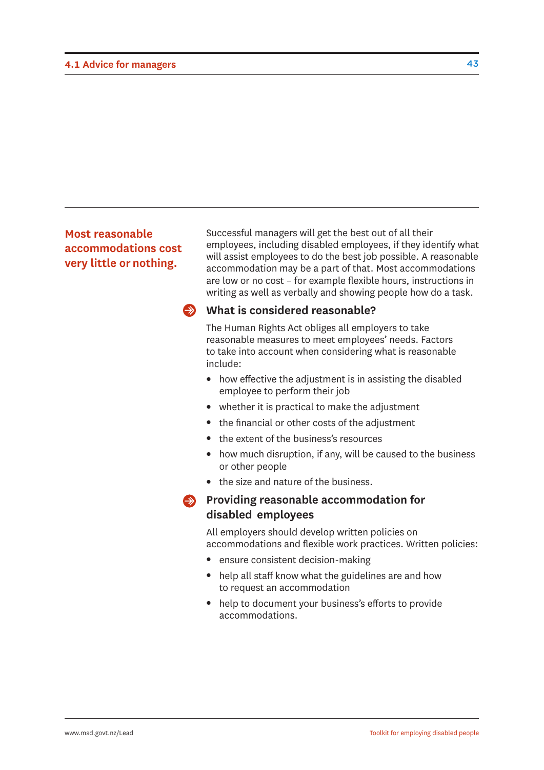**Most reasonable accommodations cost very little or nothing.**

Successful managers will get the best out of all their employees, including disabled employees, if they identify what will assist employees to do the best job possible. A reasonable accommodation may be a part of that. Most accommodations are low or no cost – for example flexible hours, instructions in writing as well as verbally and showing people how do a task.

### What is considered reasonable?

The Human Rights Act obliges all employers to take reasonable measures to meet employees' needs. Factors to take into account when considering what is reasonable include:

- how effective the adjustment is in assisting the disabled employee to perform their job
- whether it is practical to make the adjustment
- the financial or other costs of the adjustment
- the extent of the business's resources
- how much disruption, if any, will be caused to the business or other people
- the size and nature of the business.

### Providing reasonable accommodation for disabled employees

All employers should develop written policies on accommodations and flexible work practices. Written policies:

- ensure consistent decision-making
- help all staff know what the guidelines are and how to request an accommodation
- help to document your business's efforts to provide accommodations.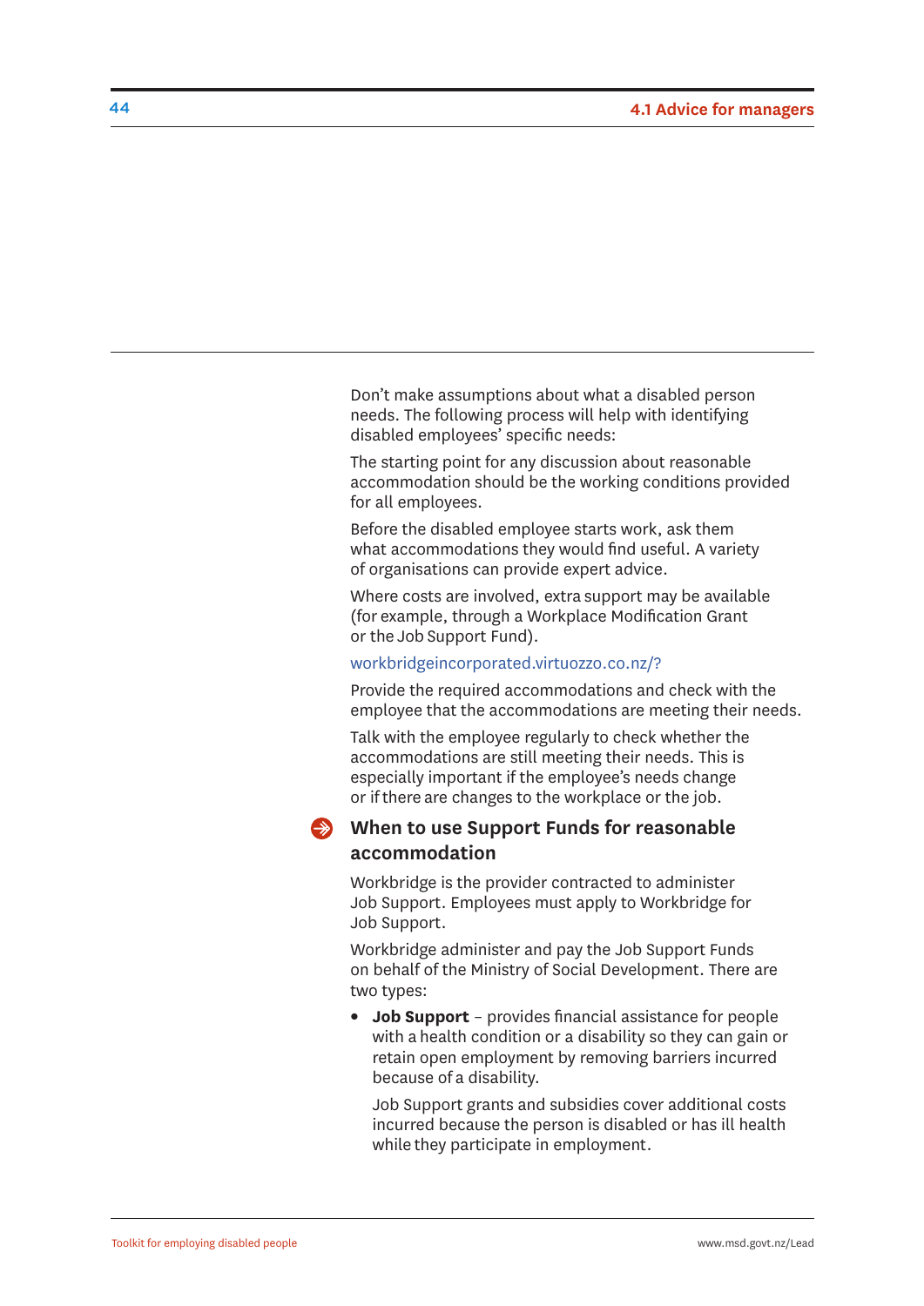Don't make assumptions about what a disabled person needs. The following process will help with identifying disabled employees' specific needs:

The starting point for any discussion about reasonable accommodation should be the working conditions provided for all employees.

Before the disabled employee starts work, ask them what accommodations they would find useful. A variety of organisations can provide expert advice.

Where costs are involved, extra support may be available (for example, through a Workplace Modification Grant or the Job Support Fund).

workbridgeincorporated.virtuozzo.co.nz/?

Provide the required accommodations and check with the employee that the accommodations are meeting their needs.

Talk with the employee regularly to check whether the accommodations are still meeting their needs. This is especially important if the employee's needs change or if there are changes to the workplace or the job.

## When to use Support Funds for reasonable accommodation

Workbridge is the provider contracted to administer Job Support. Employees must apply to Workbridge for Job Support.

Workbridge administer and pay the Job Support Funds on behalf of the Ministry of Social Development. There are two types:

- **Job Support** – provides financial assistance for people with a health condition or a disability so they can gain or retain open employment by removing barriers incurred because of a disability.

  Job Support grants and subsidies cover additional costs incurred because the person is disabled or has ill health while they participate in employment.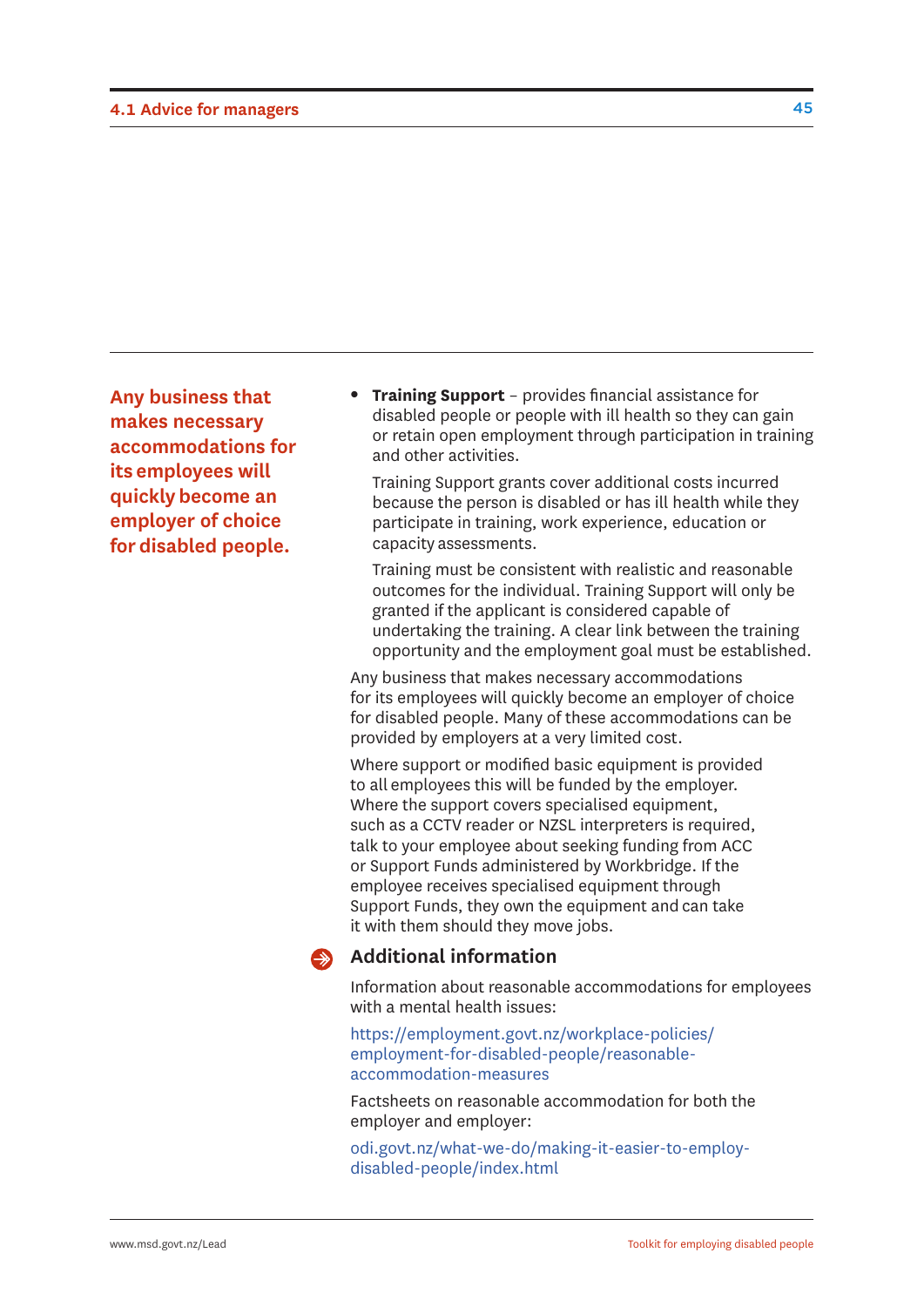**Any business that makes necessary accommodations for its employees will quickly become an employer of choice for disabled people.**

- **Training Support** – provides financial assistance for disabled people or people with ill health so they can gain or retain open employment through participation in training and other activities.

  Training Support grants cover additional costs incurred because the person is disabled or has ill health while they participate in training, work experience, education or capacity assessments.

  Training must be consistent with realistic and reasonable outcomes for the individual. Training Support will only be granted if the applicant is considered capable of undertaking the training. A clear link between the training opportunity and the employment goal must be established.

Any business that makes necessary accommodations for its employees will quickly become an employer of choice for disabled people. Many of these accommodations can be provided by employers at a very limited cost.

Where support or modified basic equipment is provided to all employees this will be funded by the employer. Where the support covers specialised equipment, such as a CCTV reader or NZSL interpreters is required, talk to your employee about seeking funding from ACC or Support Funds administered by Workbridge. If the employee receives specialised equipment through Support Funds, they own the equipment and can take it with them should they move jobs.

## Additional information

Information about reasonable accommodations for employees with a mental health issues:

https://employment.govt.nz/workplace-policies/employment-for-disabled-people/reasonable-accommodation-measures

Factsheets on reasonable accommodation for both the employer and employer:

odi.govt.nz/what-we-do/making-it-easier-to-employ-disabled-people/index.html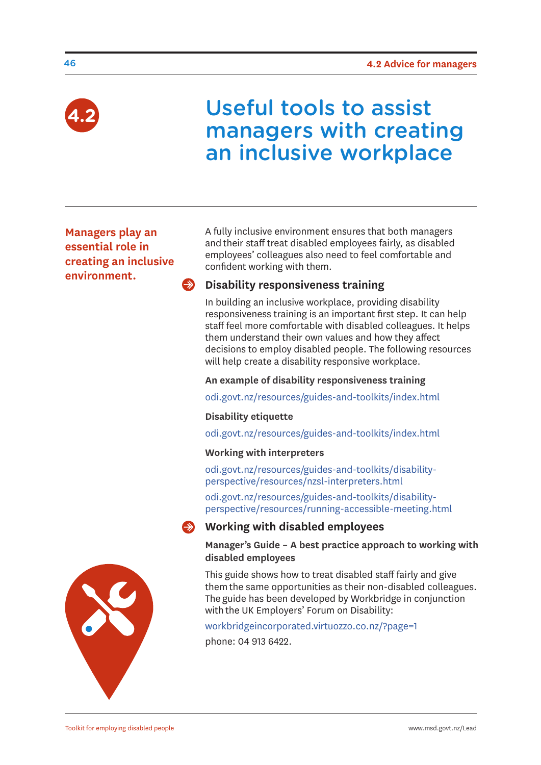# 4.2 Useful tools to assist managers with creating an inclusive workplace

**Managers play an essential role in creating an inclusive environment.**

A fully inclusive environment ensures that both managers and their staff treat disabled employees fairly, as disabled employees' colleagues also need to feel comfortable and confident working with them.

## Disability responsiveness training

In building an inclusive workplace, providing disability responsiveness training is an important first step. It can help staff feel more comfortable with disabled colleagues. It helps them understand their own values and how they affect decisions to employ disabled people. The following resources will help create a disability responsive workplace.

**An example of disability responsiveness training**

odi.govt.nz/resources/guides-and-toolkits/index.html

**Disability etiquette**

odi.govt.nz/resources/guides-and-toolkits/index.html

**Working with interpreters**

odi.govt.nz/resources/guides-and-toolkits/disability-perspective/resources/nzsl-interpreters.html

odi.govt.nz/resources/guides-and-toolkits/disability-perspective/resources/running-accessible-meeting.html

## Working with disabled employees

**Manager's Guide – A best practice approach to working with disabled employees**

This guide shows how to treat disabled staff fairly and give them the same opportunities as their non-disabled colleagues. The guide has been developed by Workbridge in conjunction with the UK Employers' Forum on Disability:

workbridgeincorporated.virtuozzo.co.nz/?page=1

phone: 04 913 6422.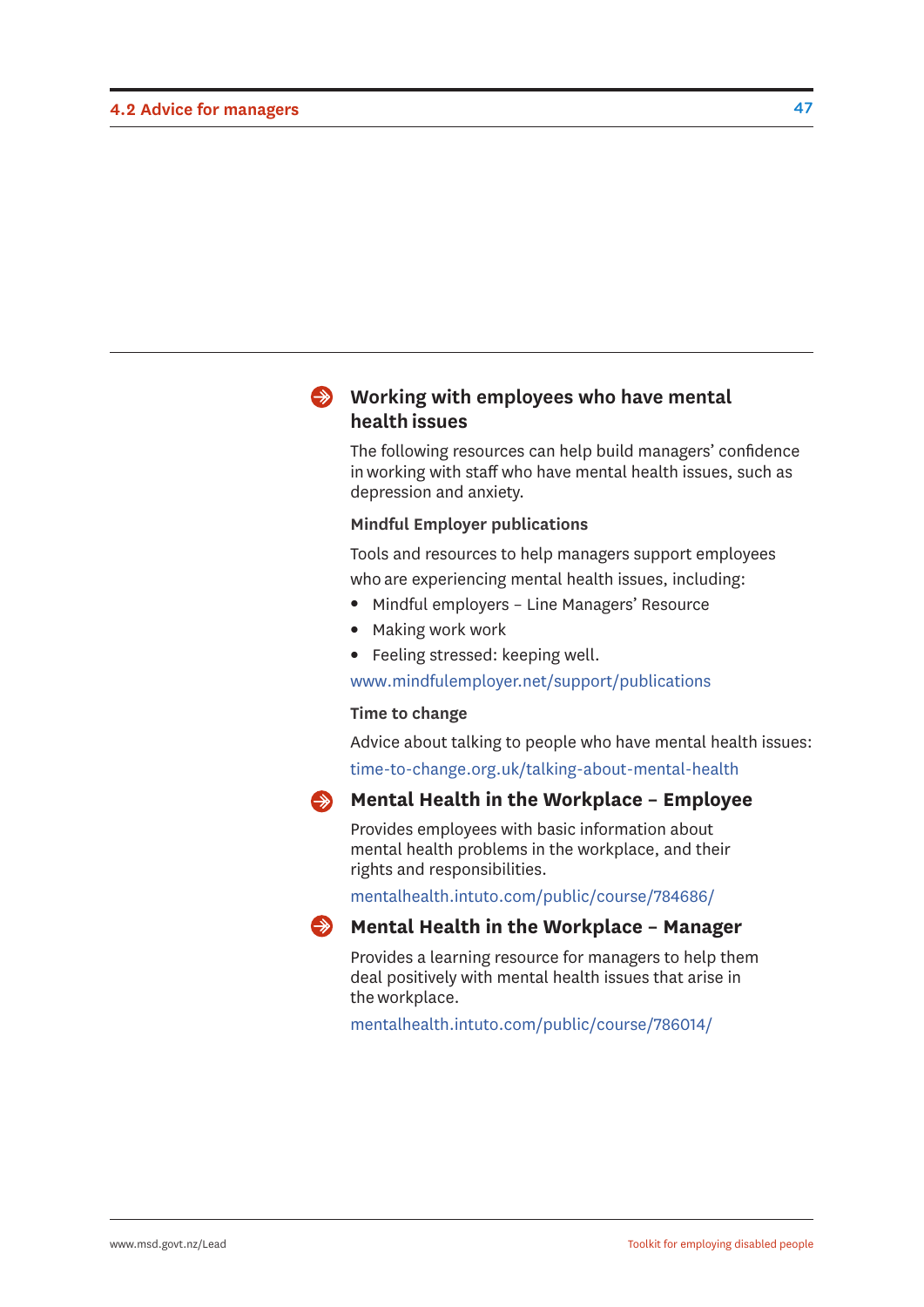### Working with employees who have mental health issues

The following resources can help build managers' confidence in working with staff who have mental health issues, such as depression and anxiety.

**Mindful Employer publications**

Tools and resources to help managers support employees who are experiencing mental health issues, including:

- Mindful employers – Line Managers' Resource
- Making work work
- Feeling stressed: keeping well.

www.mindfulemployer.net/support/publications

**Time to change**

Advice about talking to people who have mental health issues:

time-to-change.org.uk/talking-about-mental-health

### Mental Health in the Workplace – Employee

Provides employees with basic information about mental health problems in the workplace, and their rights and responsibilities.

mentalhealth.intuto.com/public/course/784686/

### Mental Health in the Workplace – Manager

Provides a learning resource for managers to help them deal positively with mental health issues that arise in the workplace.

mentalhealth.intuto.com/public/course/786014/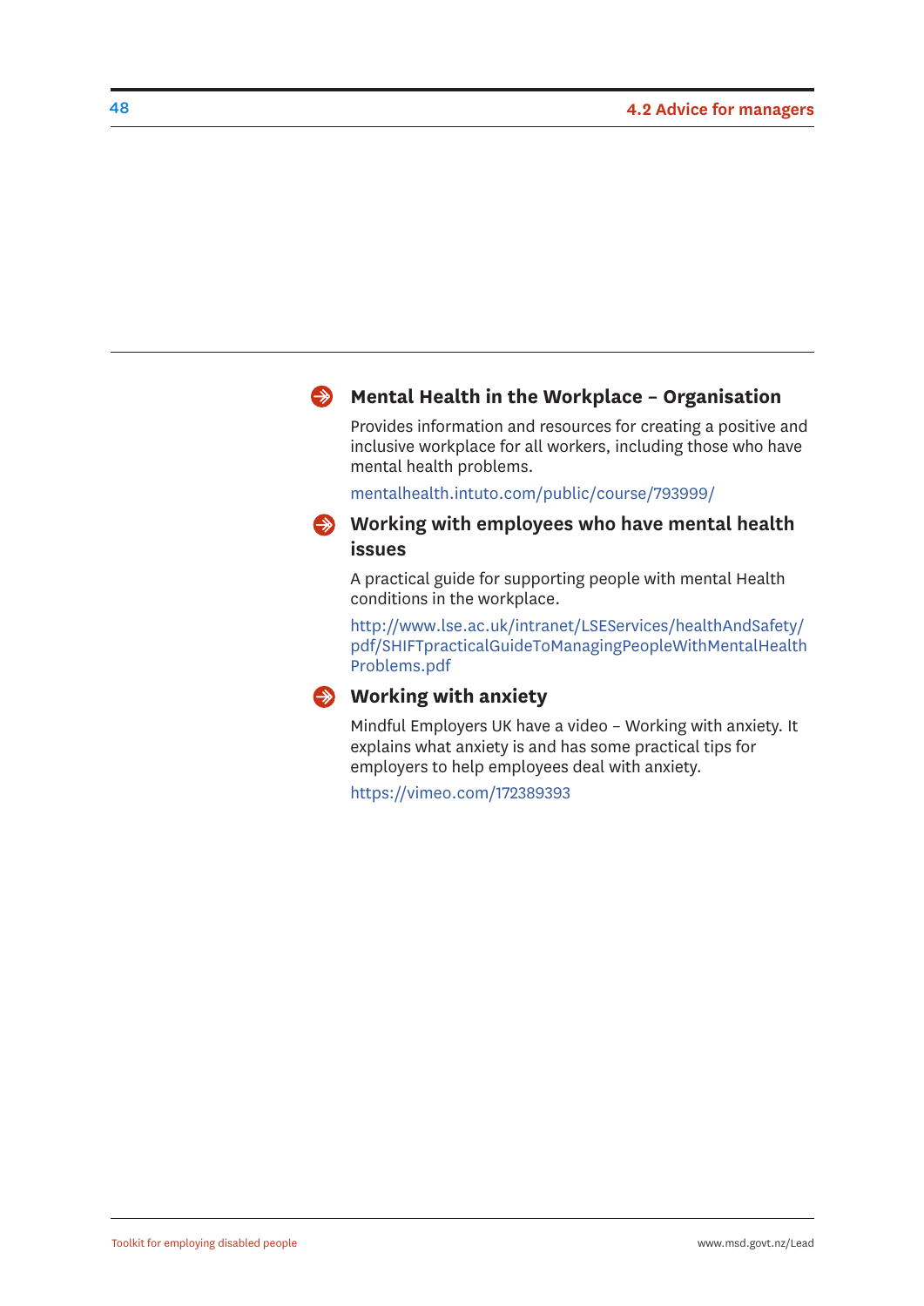### Mental Health in the Workplace – Organisation

Provides information and resources for creating a positive and inclusive workplace for all workers, including those who have mental health problems.

mentalhealth.intuto.com/public/course/793999/

### Working with employees who have mental health issues

A practical guide for supporting people with mental Health conditions in the workplace.

http://www.lse.ac.uk/intranet/LSEServices/healthAndSafety/pdf/SHIFTpracticalGuideToManagingPeopleWithMentalHealthProblems.pdf

### Working with anxiety

Mindful Employers UK have a video – Working with anxiety. It explains what anxiety is and has some practical tips for employers to help employees deal with anxiety.

https://vimeo.com/172389393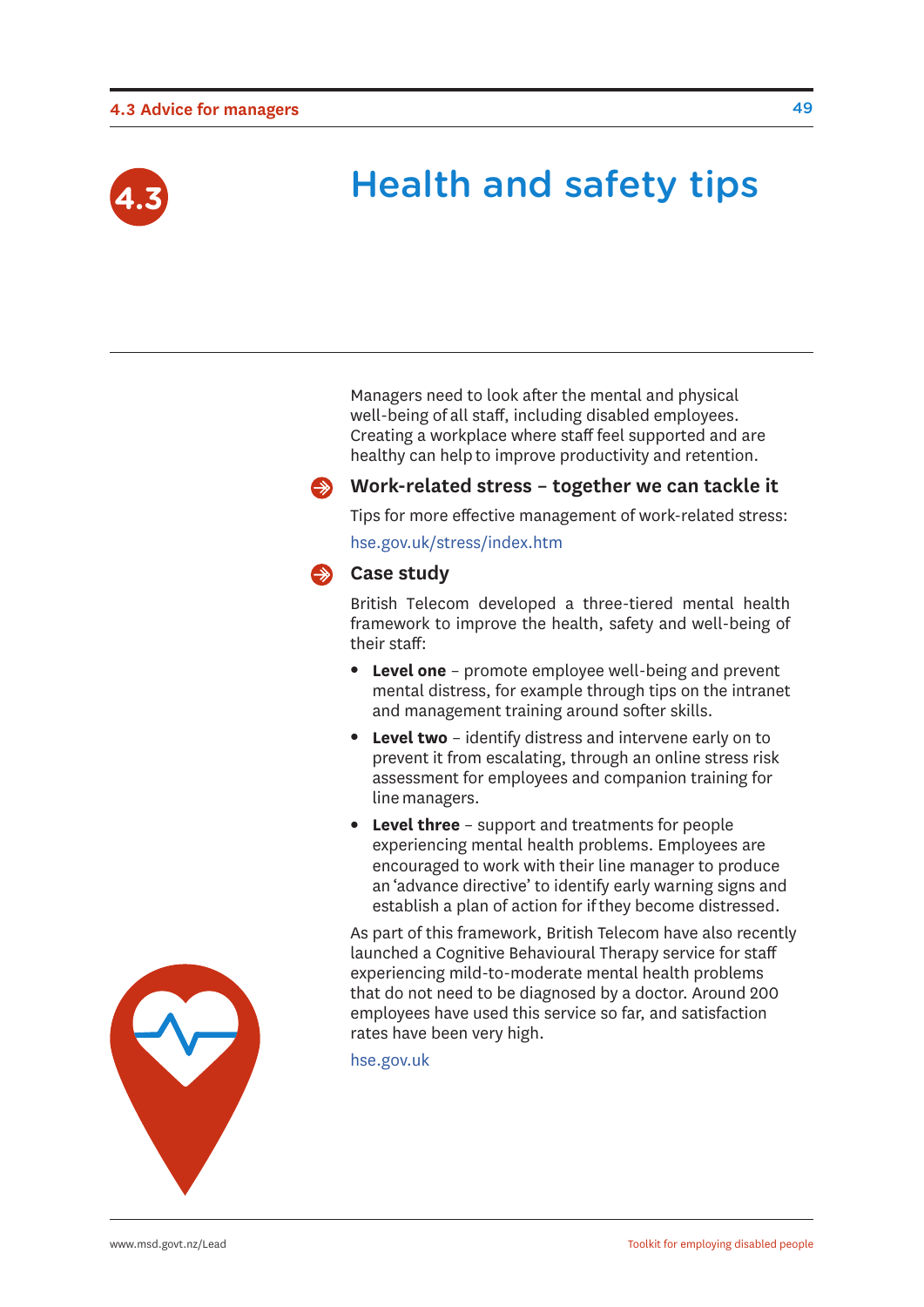# 4.3 Health and safety tips

Managers need to look after the mental and physical well-being of all staff, including disabled employees. Creating a workplace where staff feel supported and are healthy can help to improve productivity and retention.

## Work-related stress – together we can tackle it

Tips for more effective management of work-related stress:

hse.gov.uk/stress/index.htm

## Case study

British Telecom developed a three-tiered mental health framework to improve the health, safety and well-being of their staff:

- **Level one** – promote employee well-being and prevent mental distress, for example through tips on the intranet and management training around softer skills.
- **Level two** – identify distress and intervene early on to prevent it from escalating, through an online stress risk assessment for employees and companion training for line managers.
- **Level three** – support and treatments for people experiencing mental health problems. Employees are encouraged to work with their line manager to produce an 'advance directive' to identify early warning signs and establish a plan of action for if they become distressed.

As part of this framework, British Telecom have also recently launched a Cognitive Behavioural Therapy service for staff experiencing mild-to-moderate mental health problems that do not need to be diagnosed by a doctor. Around 200 employees have used this service so far, and satisfaction rates have been very high.

hse.gov.uk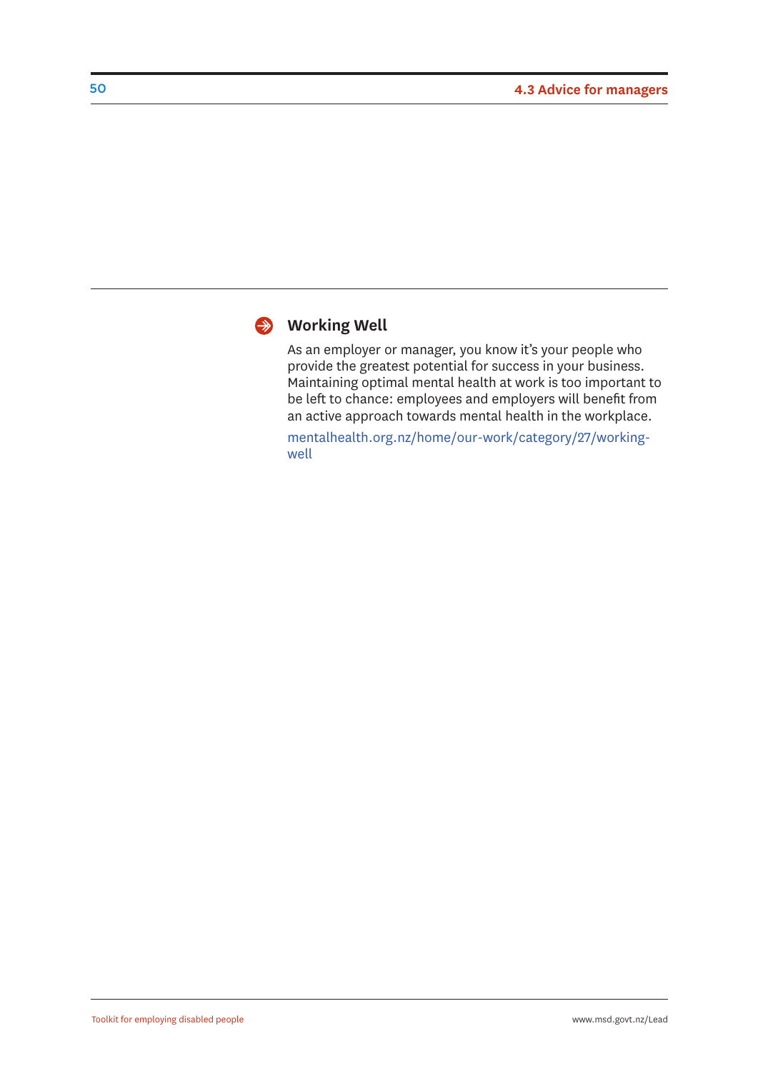### Working Well

As an employer or manager, you know it's your people who provide the greatest potential for success in your business. Maintaining optimal mental health at work is too important to be left to chance: employees and employers will benefit from an active approach towards mental health in the workplace.

mentalhealth.org.nz/home/our-work/category/27/working-well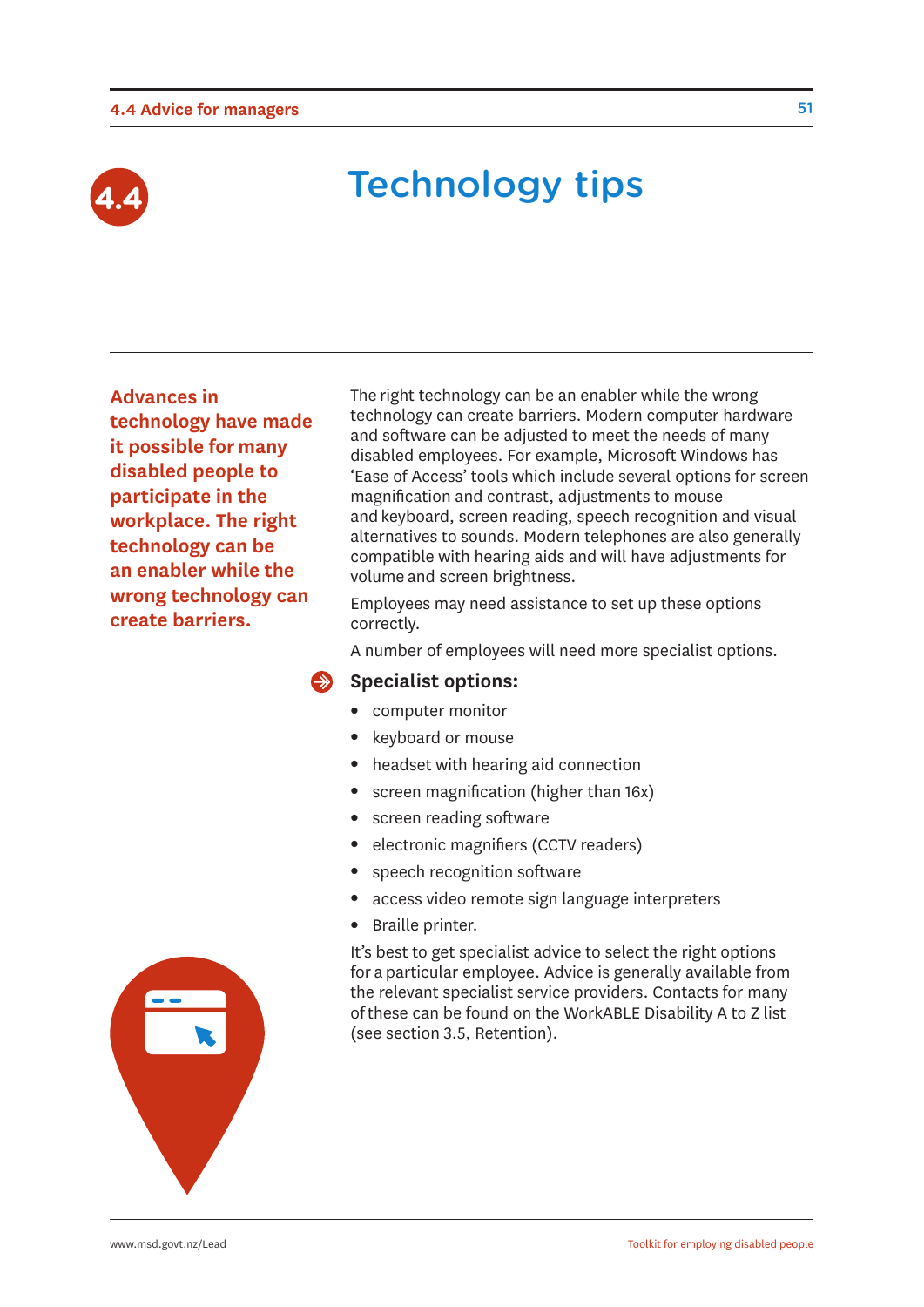# 4.4 Technology tips

**Advances in technology have made it possible for many disabled people to participate in the workplace. The right technology can be an enabler while the wrong technology can create barriers.**

The right technology can be an enabler while the wrong technology can create barriers. Modern computer hardware and software can be adjusted to meet the needs of many disabled employees. For example, Microsoft Windows has 'Ease of Access' tools which include several options for screen magnification and contrast, adjustments to mouse and keyboard, screen reading, speech recognition and visual alternatives to sounds. Modern telephones are also generally compatible with hearing aids and will have adjustments for volume and screen brightness.

Employees may need assistance to set up these options correctly.

A number of employees will need more specialist options.

### Specialist options:

- computer monitor
- keyboard or mouse
- headset with hearing aid connection
- screen magnification (higher than 16x)
- screen reading software
- electronic magnifiers (CCTV readers)
- speech recognition software
- access video remote sign language interpreters
- Braille printer.

It's best to get specialist advice to select the right options for a particular employee. Advice is generally available from the relevant specialist service providers. Contacts for many of these can be found on the WorkABLE Disability A to Z list (see section 3.5, Retention).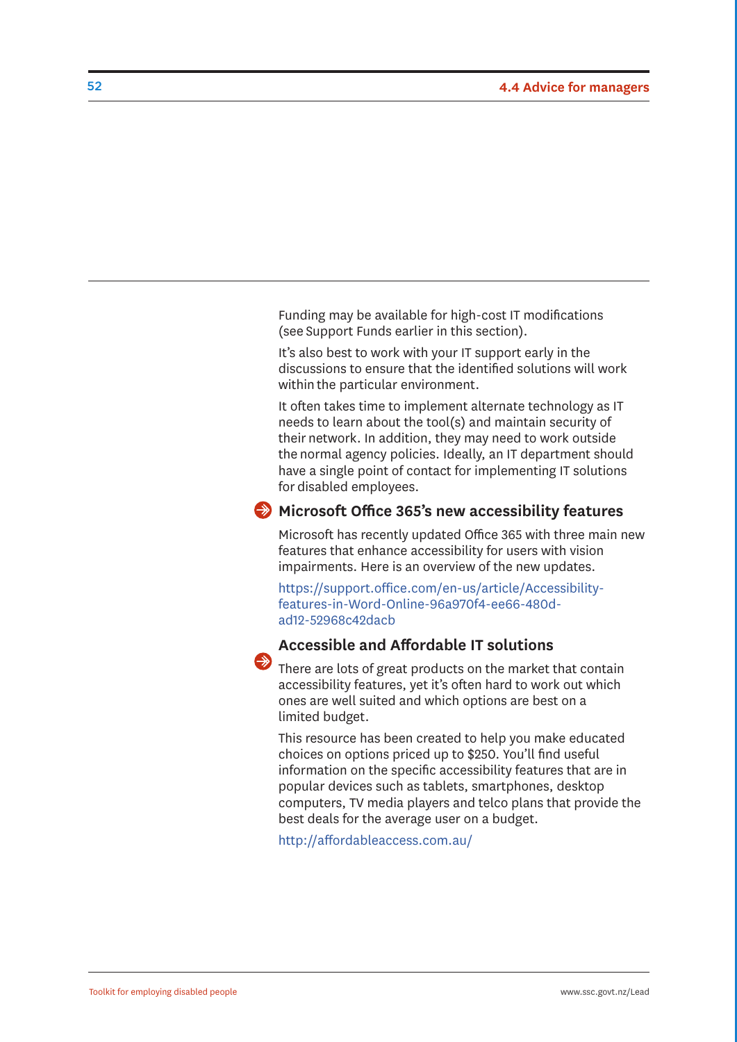Funding may be available for high-cost IT modifications (see Support Funds earlier in this section).

It's also best to work with your IT support early in the discussions to ensure that the identified solutions will work within the particular environment.

It often takes time to implement alternate technology as IT needs to learn about the tool(s) and maintain security of their network. In addition, they may need to work outside the normal agency policies. Ideally, an IT department should have a single point of contact for implementing IT solutions for disabled employees.

### Microsoft Office 365's new accessibility features

Microsoft has recently updated Office 365 with three main new features that enhance accessibility for users with vision impairments. Here is an overview of the new updates.

https://support.office.com/en-us/article/Accessibility-features-in-Word-Online-96a970f4-ee66-480d-ad12-52968c42dacb

### Accessible and Affordable IT solutions

There are lots of great products on the market that contain accessibility features, yet it's often hard to work out which ones are well suited and which options are best on a limited budget.

This resource has been created to help you make educated choices on options priced up to $250. You'll find useful information on the specific accessibility features that are in popular devices such as tablets, smartphones, desktop computers, TV media players and telco plans that provide the best deals for the average user on a budget.

http://affordableaccess.com.au/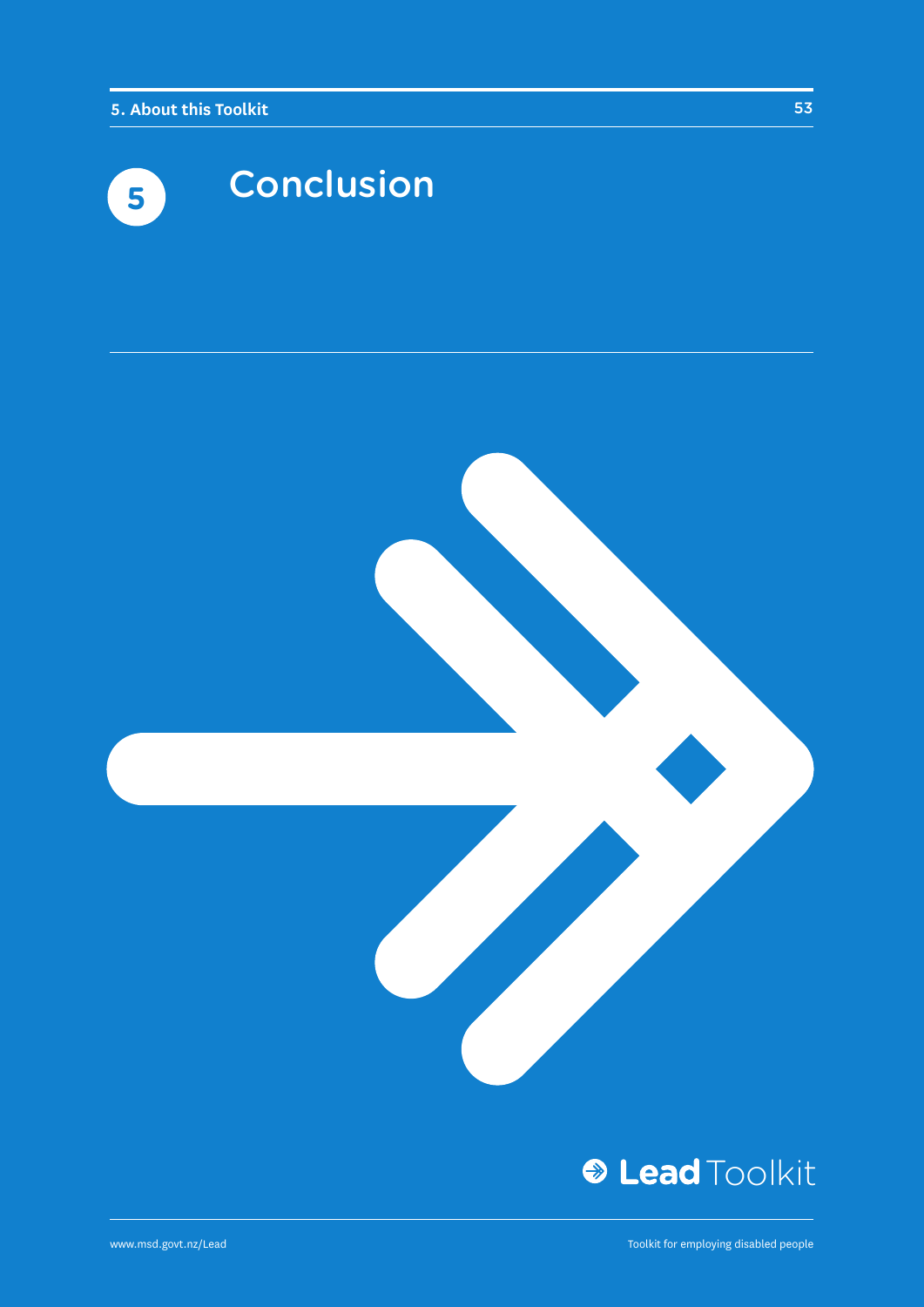# 5 Conclusion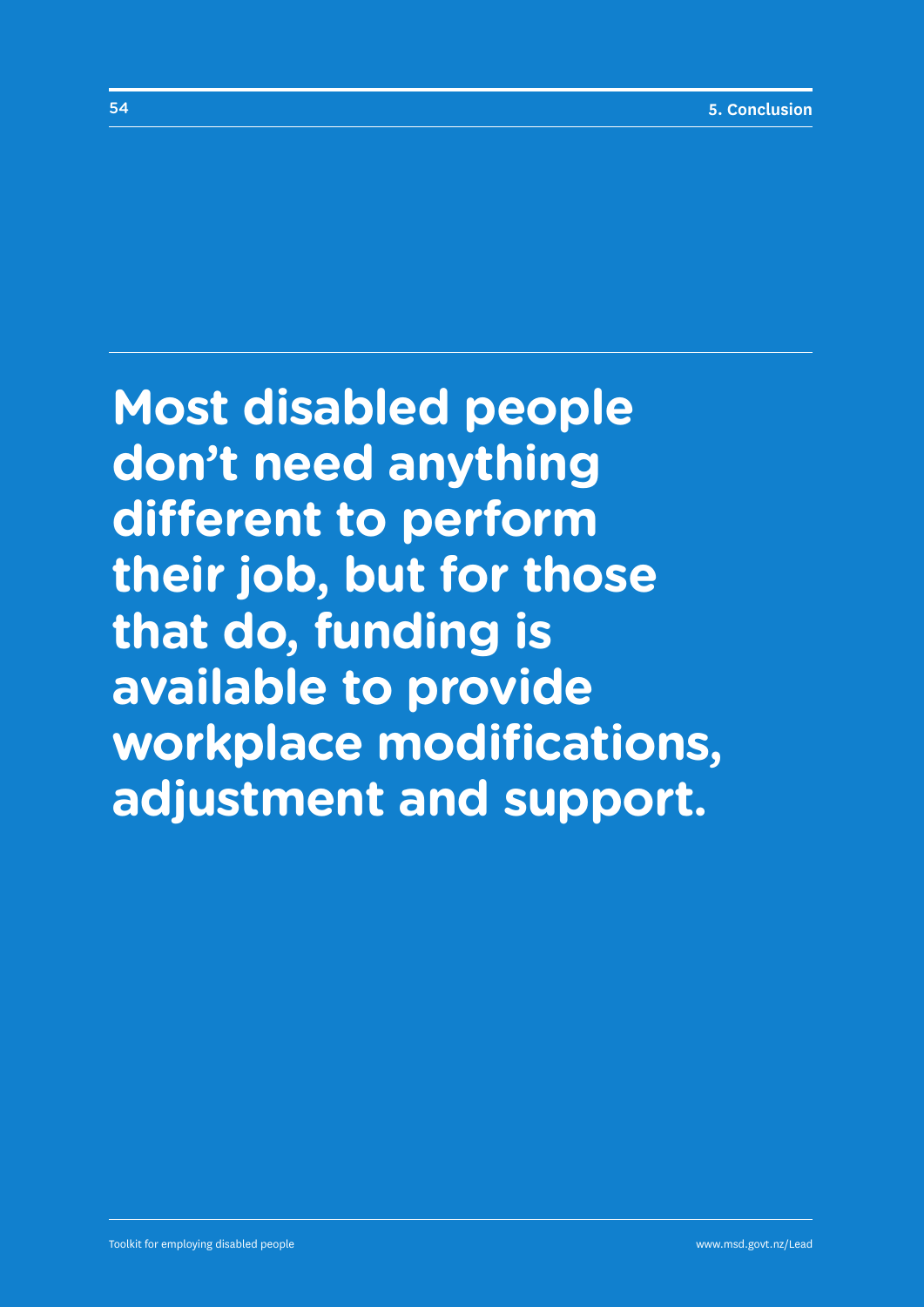**Most disabled people don't need anything different to perform their job, but for those that do, funding is available to provide workplace modifications, adjustment and support.**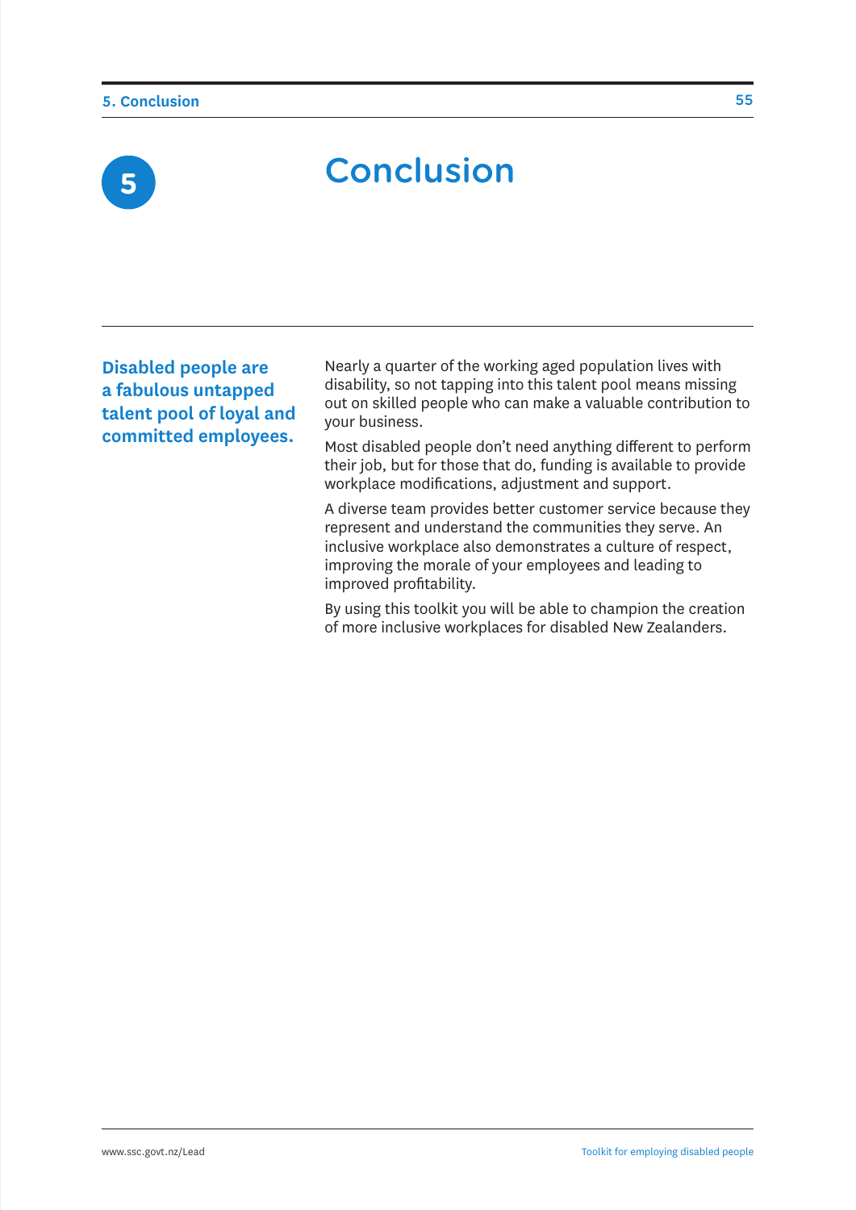# 5 Conclusion

**Disabled people are a fabulous untapped talent pool of loyal and committed employees.**

Nearly a quarter of the working aged population lives with disability, so not tapping into this talent pool means missing out on skilled people who can make a valuable contribution to your business.

Most disabled people don't need anything different to perform their job, but for those that do, funding is available to provide workplace modifications, adjustment and support.

A diverse team provides better customer service because they represent and understand the communities they serve. An inclusive workplace also demonstrates a culture of respect, improving the morale of your employees and leading to improved profitability.

By using this toolkit you will be able to champion the creation of more inclusive workplaces for disabled New Zealanders.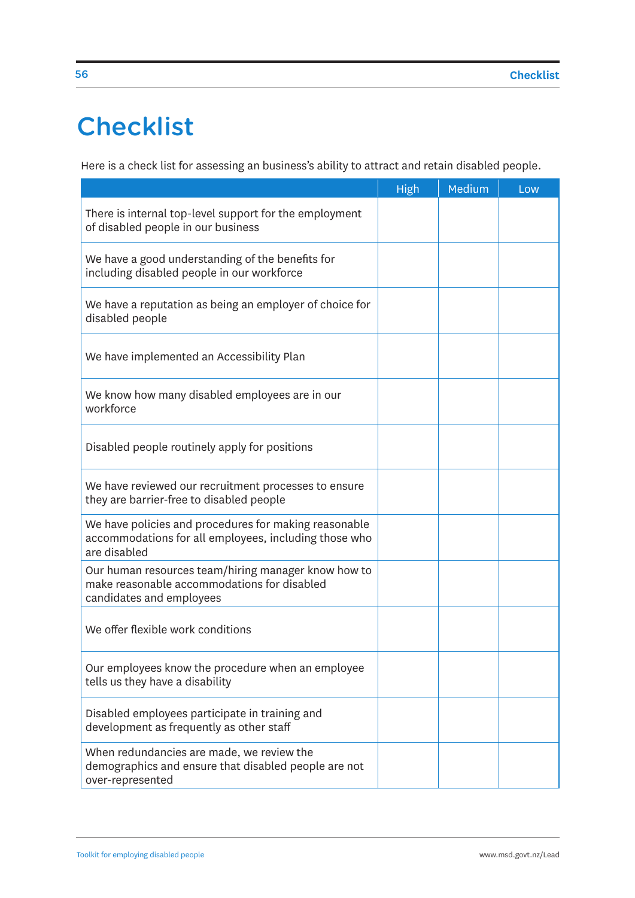# Checklist

Here is a check list for assessing an business's ability to attract and retain disabled people.

| | High | Medium | Low |
|---|---|---|---|
| There is internal top-level support for the employment of disabled people in our business | | | |
| We have a good understanding of the benefits for including disabled people in our workforce | | | |
| We have a reputation as being an employer of choice for disabled people | | | |
| We have implemented an Accessibility Plan | | | |
| We know how many disabled employees are in our workforce | | | |
| Disabled people routinely apply for positions | | | |
| We have reviewed our recruitment processes to ensure they are barrier-free to disabled people | | | |
| We have policies and procedures for making reasonable accommodations for all employees, including those who are disabled | | | |
| Our human resources team/hiring manager know how to make reasonable accommodations for disabled candidates and employees | | | |
| We offer flexible work conditions | | | |
| Our employees know the procedure when an employee tells us they have a disability | | | |
| Disabled employees participate in training and development as frequently as other staff | | | |
| When redundancies are made, we review the demographics and ensure that disabled people are not over-represented | | | |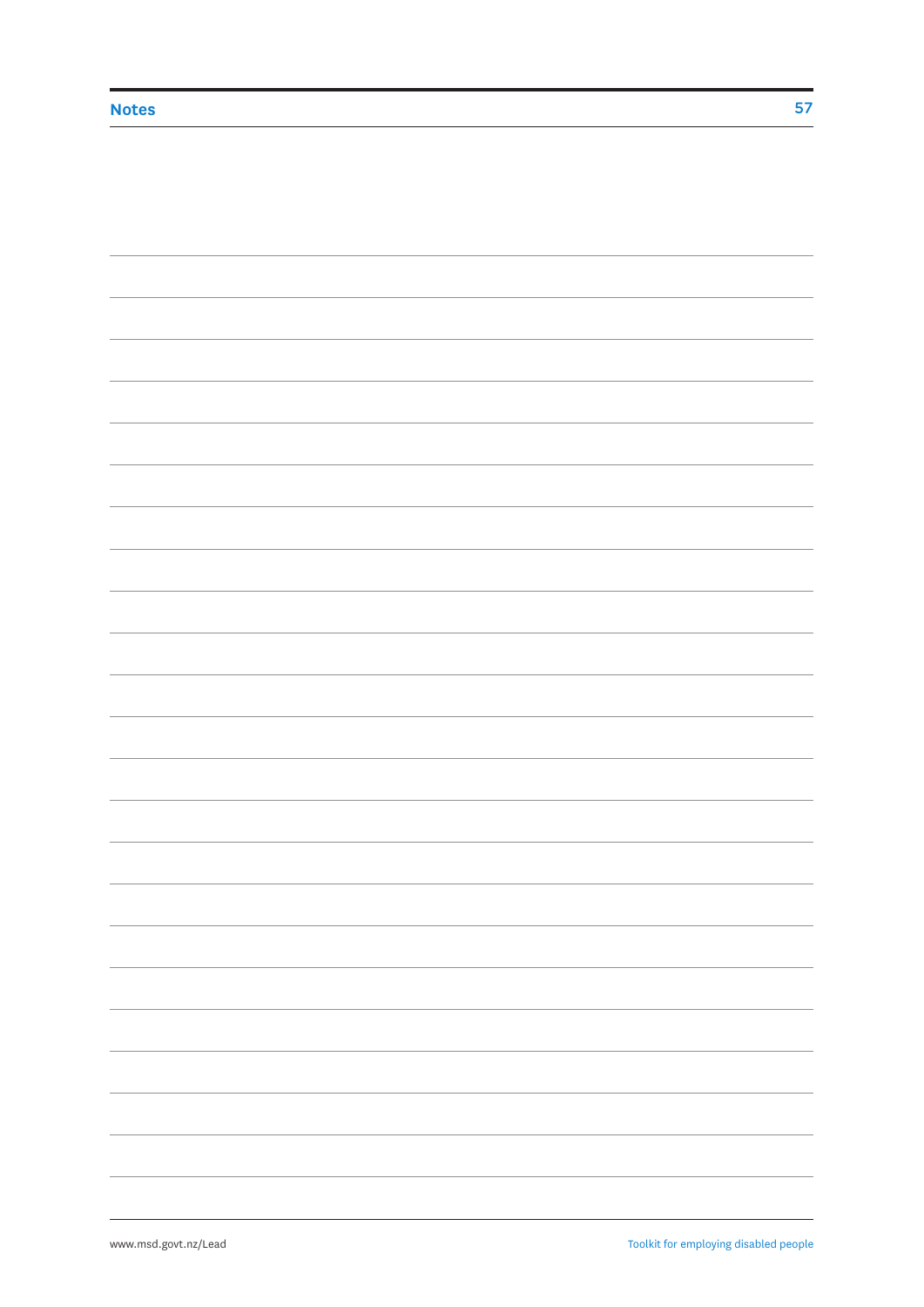## Notes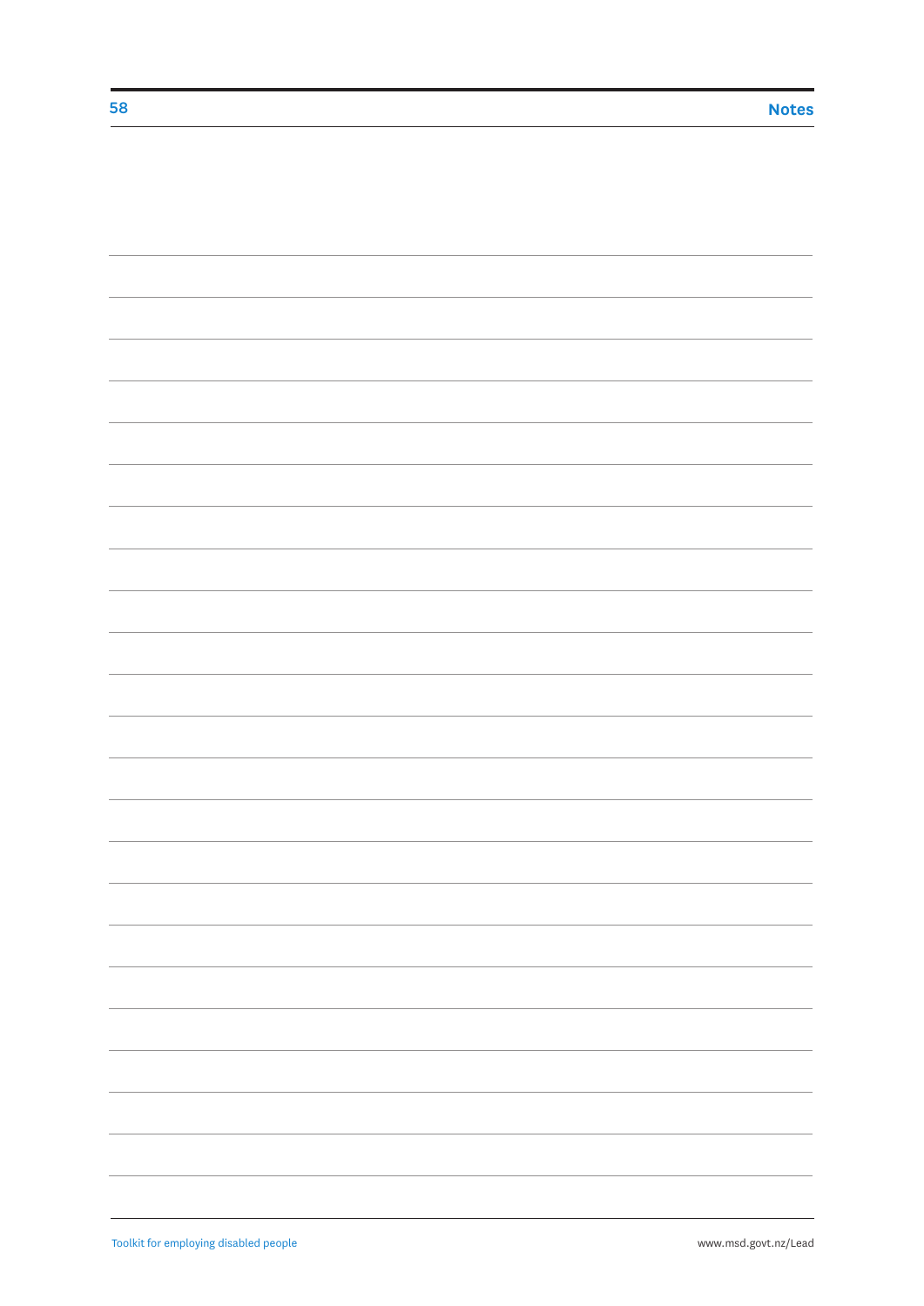# Notes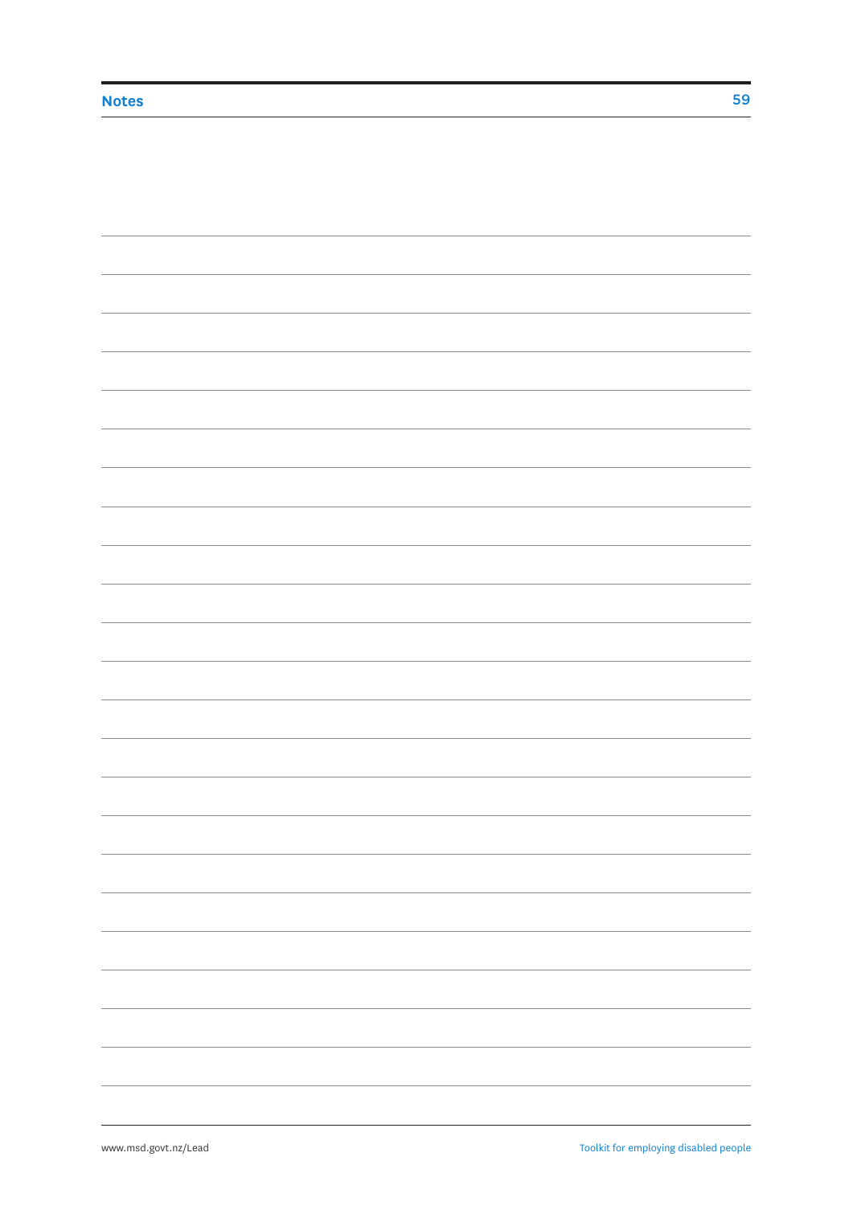## Notes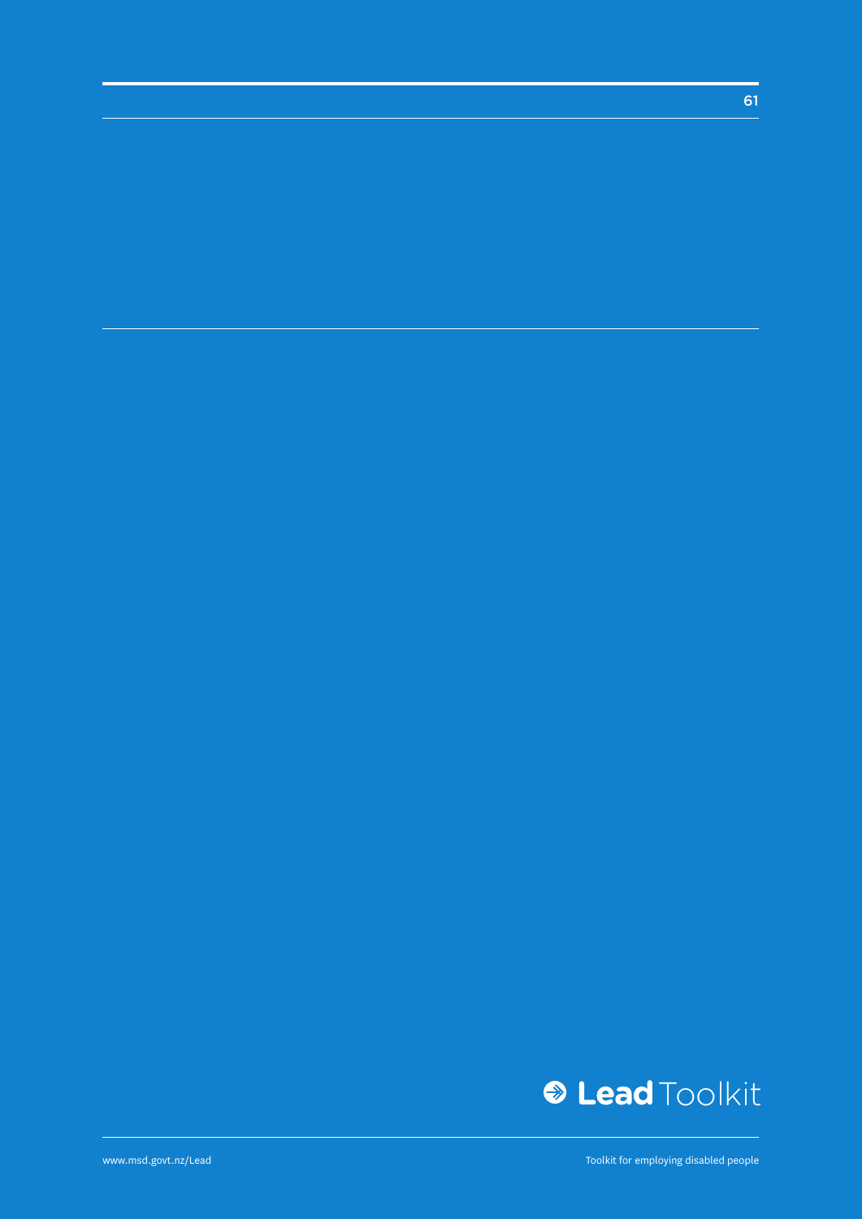**Lead** Toolkit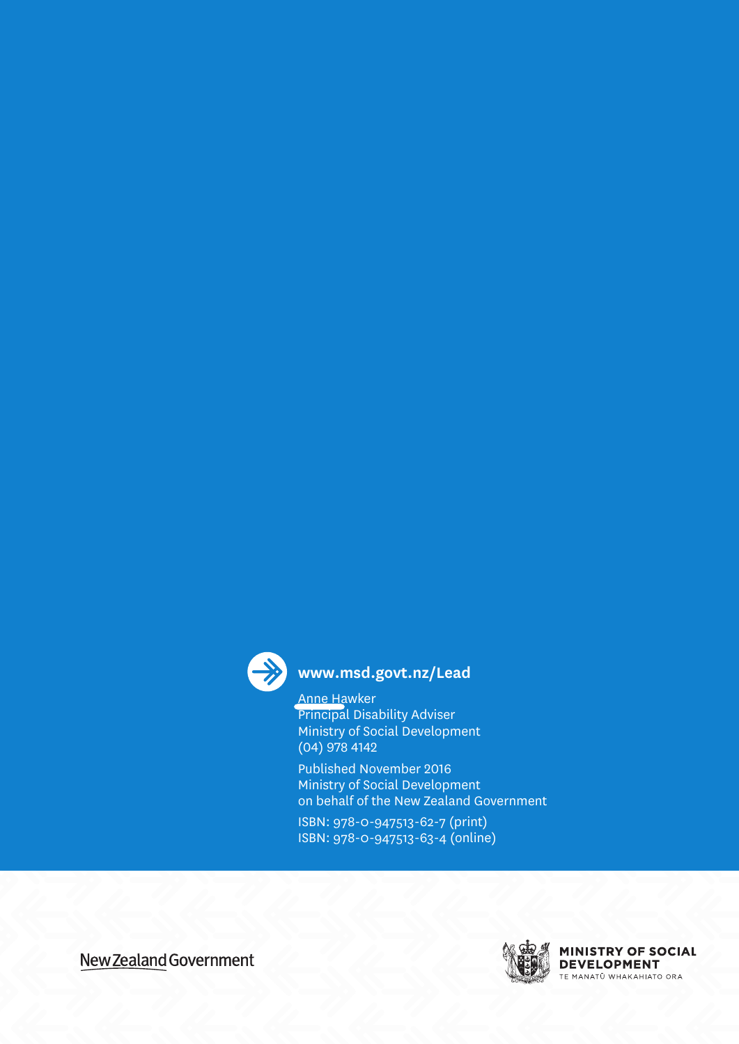**www.msd.govt.nz/Lead**

Anne Hawker
Principal Disability Adviser
Ministry of Social Development
(04) 978 4142

Published November 2016
Ministry of Social Development
on behalf of the New Zealand Government

ISBN: 978-0-947513-62-7 (print)
ISBN: 978-0-947513-63-4 (online)

New Zealand Government

MINISTRY OF SOCIAL DEVELOPMENT
TE MANATŪ WHAKAHIATO ORA